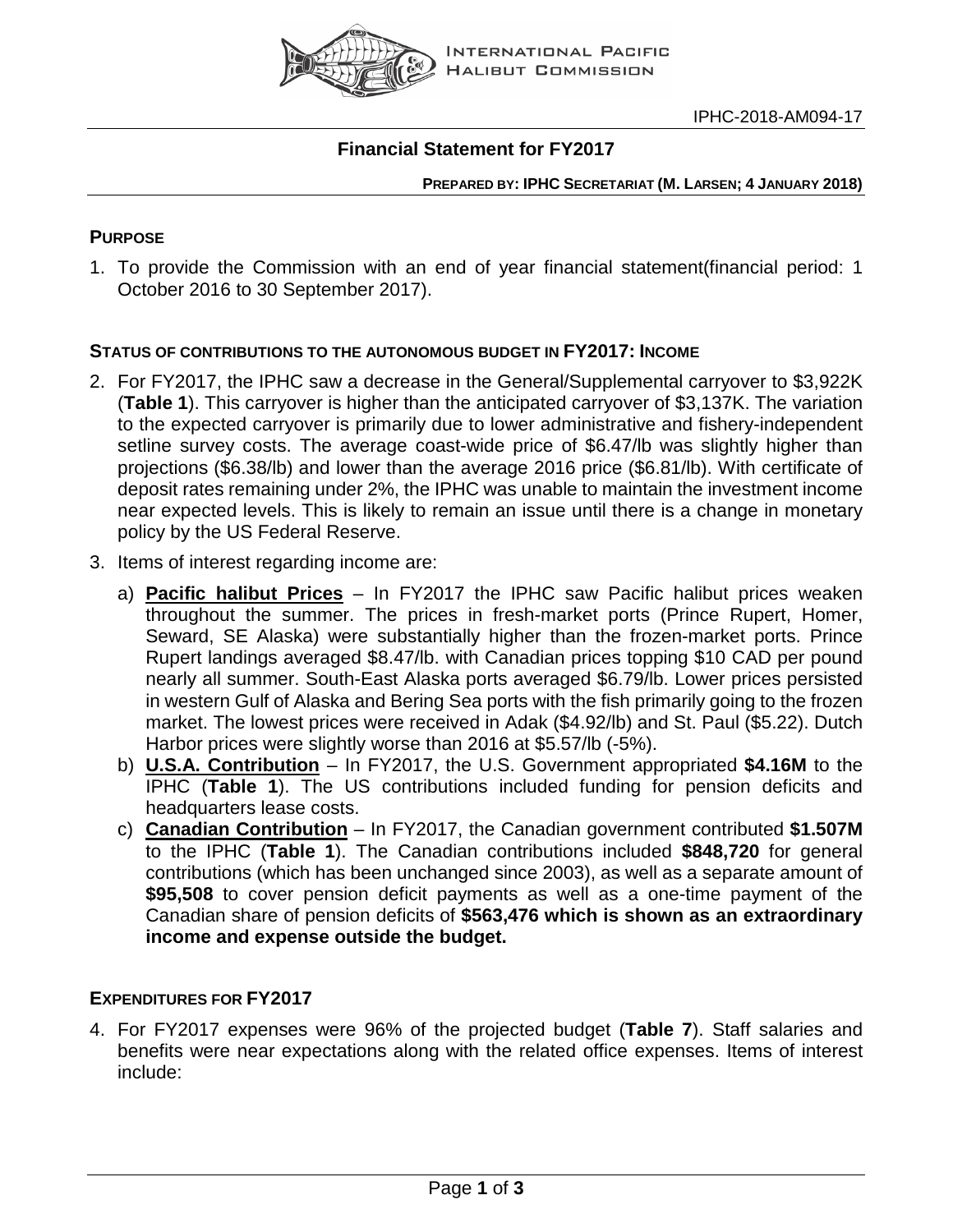IPHC-2018-AM094-17

# Financial Statement for FY2017

**PREPARED BY: IPHC SECRETARIAT (M. LARSEN; 4 JANUARY 2018)**

## PURPOSE

1. To provide the Commission with an end of year financial statement(financial period: 1 October 2016 to 30 September 2017).

## STATUS OF CONTRIBUTIONS TO THE AUTONOMOUS BUDGET IN FY2017: INCOME

2. For FY2017, the IPHC saw a decrease in the General/Supplemental carryover to $3,922K (**Table 1**). This carryover is higher than the anticipated carryover of $3,137K. The variation to the expected carryover is primarily due to lower administrative and fishery-independent setline survey costs. The average coast-wide price of $6.47/lb was slightly higher than projections ($6.38/lb) and lower than the average 2016 price ($6.81/lb). With certificate of deposit rates remaining under 2%, the IPHC was unable to maintain the investment income near expected levels. This is likely to remain an issue until there is a change in monetary policy by the US Federal Reserve.
3. Items of interest regarding income are:
   a) **Pacific halibut Prices** – In FY2017 the IPHC saw Pacific halibut prices weaken throughout the summer. The prices in fresh-market ports (Prince Rupert, Homer, Seward, SE Alaska) were substantially higher than the frozen-market ports. Prince Rupert landings averaged $8.47/lb. with Canadian prices topping $10 CAD per pound nearly all summer. South-East Alaska ports averaged $6.79/lb. Lower prices persisted in western Gulf of Alaska and Bering Sea ports with the fish primarily going to the frozen market. The lowest prices were received in Adak ($4.92/lb) and St. Paul ($5.22). Dutch Harbor prices were slightly worse than 2016 at $5.57/lb (-5%).
   b) **U.S.A. Contribution** – In FY2017, the U.S. Government appropriated **$4.16M** to the IPHC (**Table 1**). The US contributions included funding for pension deficits and headquarters lease costs.
   c) **Canadian Contribution** – In FY2017, the Canadian government contributed **$1.507M** to the IPHC (**Table 1**). The Canadian contributions included **$848,720** for general contributions (which has been unchanged since 2003), as well as a separate amount of **$95,508** to cover pension deficit payments as well as a one-time payment of the Canadian share of pension deficits of **$563,476 which is shown as an extraordinary income and expense outside the budget.**

## EXPENDITURES FOR FY2017

4. For FY2017 expenses were 96% of the projected budget (**Table 7**). Staff salaries and benefits were near expectations along with the related office expenses. Items of interest include: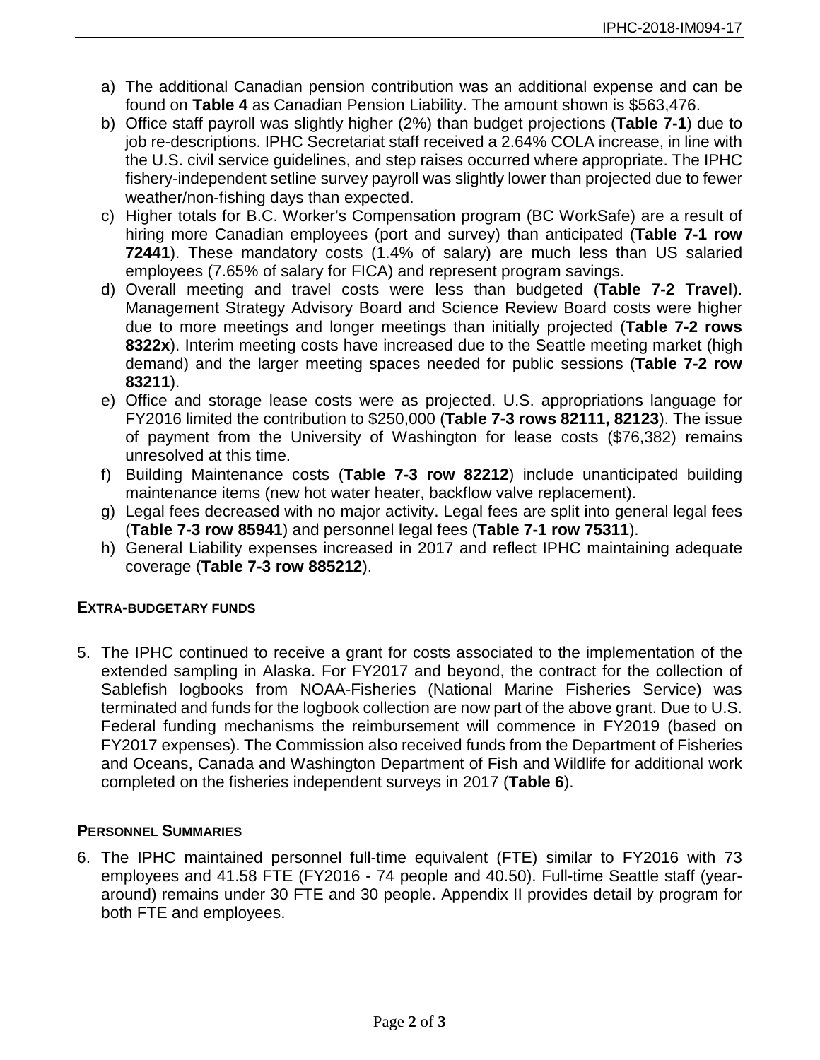a) The additional Canadian pension contribution was an additional expense and can be found on **Table 4** as Canadian Pension Liability. The amount shown is $563,476.
b) Office staff payroll was slightly higher (2%) than budget projections (**Table 7-1**) due to job re-descriptions. IPHC Secretariat staff received a 2.64% COLA increase, in line with the U.S. civil service guidelines, and step raises occurred where appropriate. The IPHC fishery-independent setline survey payroll was slightly lower than projected due to fewer weather/non-fishing days than expected.
c) Higher totals for B.C. Worker's Compensation program (BC WorkSafe) are a result of hiring more Canadian employees (port and survey) than anticipated (**Table 7-1 row 72441**). These mandatory costs (1.4% of salary) are much less than US salaried employees (7.65% of salary for FICA) and represent program savings.
d) Overall meeting and travel costs were less than budgeted (**Table 7-2 Travel**). Management Strategy Advisory Board and Science Review Board costs were higher due to more meetings and longer meetings than initially projected (**Table 7-2 rows 8322x**). Interim meeting costs have increased due to the Seattle meeting market (high demand) and the larger meeting spaces needed for public sessions (**Table 7-2 row 83211**).
e) Office and storage lease costs were as projected. U.S. appropriations language for FY2016 limited the contribution to $250,000 (**Table 7-3 rows 82111, 82123**). The issue of payment from the University of Washington for lease costs ($76,382) remains unresolved at this time.
f) Building Maintenance costs (**Table 7-3 row 82212**) include unanticipated building maintenance items (new hot water heater, backflow valve replacement).
g) Legal fees decreased with no major activity. Legal fees are split into general legal fees (**Table 7-3 row 85941**) and personnel legal fees (**Table 7-1 row 75311**).
h) General Liability expenses increased in 2017 and reflect IPHC maintaining adequate coverage (**Table 7-3 row 885212**).

## EXTRA-BUDGETARY FUNDS

5. The IPHC continued to receive a grant for costs associated to the implementation of the extended sampling in Alaska. For FY2017 and beyond, the contract for the collection of Sablefish logbooks from NOAA-Fisheries (National Marine Fisheries Service) was terminated and funds for the logbook collection are now part of the above grant. Due to U.S. Federal funding mechanisms the reimbursement will commence in FY2019 (based on FY2017 expenses). The Commission also received funds from the Department of Fisheries and Oceans, Canada and Washington Department of Fish and Wildlife for additional work completed on the fisheries independent surveys in 2017 (**Table 6**).

## PERSONNEL SUMMARIES

6. The IPHC maintained personnel full-time equivalent (FTE) similar to FY2016 with 73 employees and 41.58 FTE (FY2016 - 74 people and 40.50). Full-time Seattle staff (year-around) remains under 30 FTE and 30 people. Appendix II provides detail by program for both FTE and employees.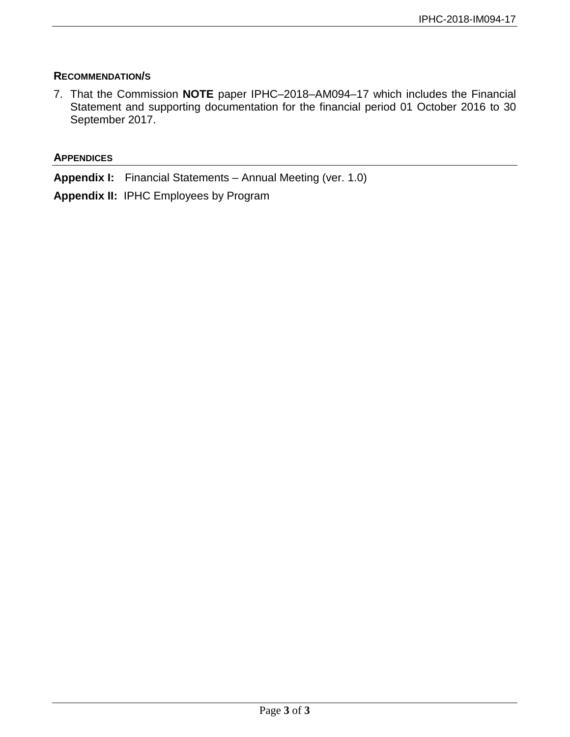### RECOMMENDATION/S

7. That the Commission **NOTE** paper IPHC–2018–AM094–17 which includes the Financial Statement and supporting documentation for the financial period 01 October 2016 to 30 September 2017.

### APPENDICES

**Appendix I:** Financial Statements – Annual Meeting (ver. 1.0)

**Appendix II:** IPHC Employees by Program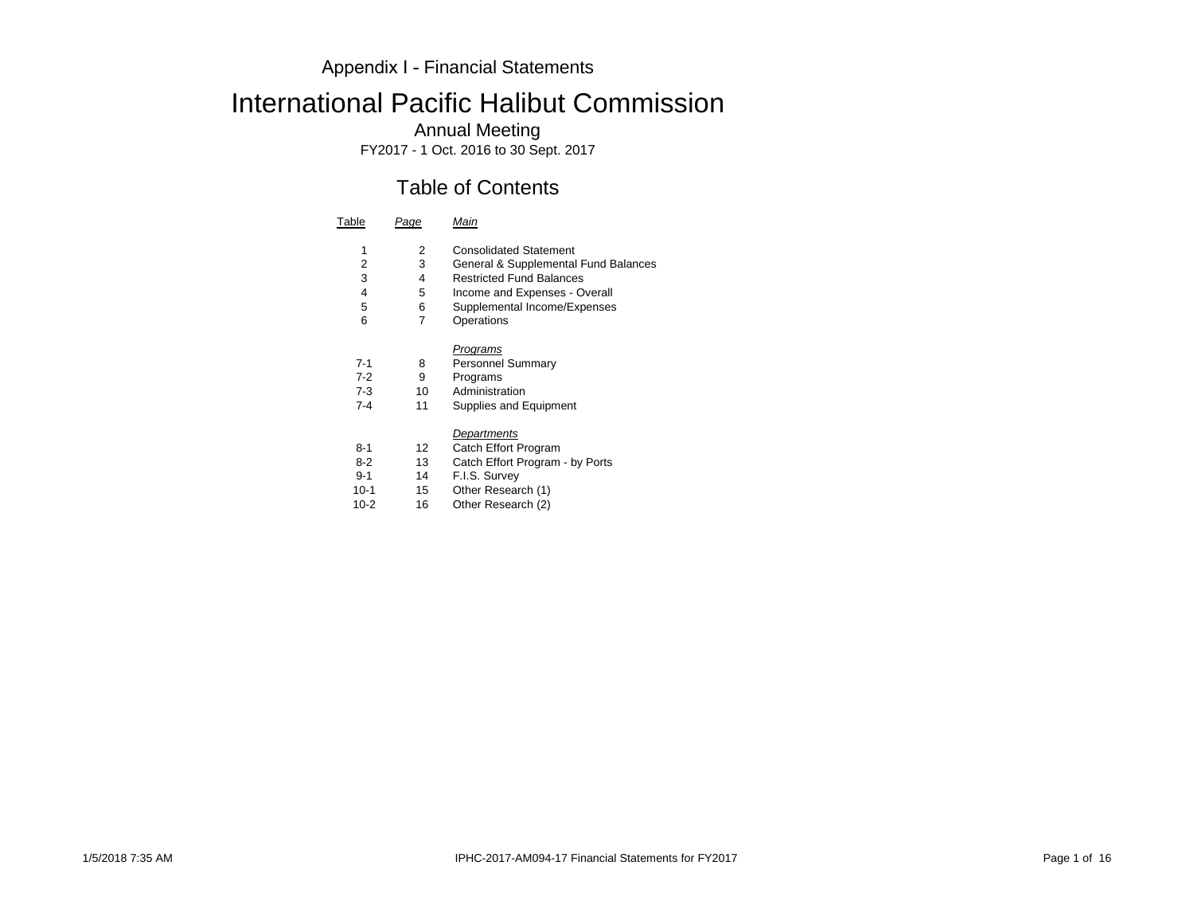Appendix I - Financial Statements

# International Pacific Halibut Commission

## Annual Meeting

FY2017 - 1 Oct. 2016 to 30 Sept. 2017

## Table of Contents

| Table | Page | *Main* |
|---|---|---|
| 1 | 2 | Consolidated Statement |
| 2 | 3 | General & Supplemental Fund Balances |
| 3 | 4 | Restricted Fund Balances |
| 4 | 5 | Income and Expenses - Overall |
| 5 | 6 | Supplemental Income/Expenses |
| 6 | 7 | Operations |
| | | *Programs* |
| 7-1 | 8 | Personnel Summary |
| 7-2 | 9 | Programs |
| 7-3 | 10 | Administration |
| 7-4 | 11 | Supplies and Equipment |
| | | *Departments* |
| 8-1 | 12 | Catch Effort Program |
| 8-2 | 13 | Catch Effort Program - by Ports |
| 9-1 | 14 | F.I.S. Survey |
| 10-1 | 15 | Other Research (1) |
| 10-2 | 16 | Other Research (2) |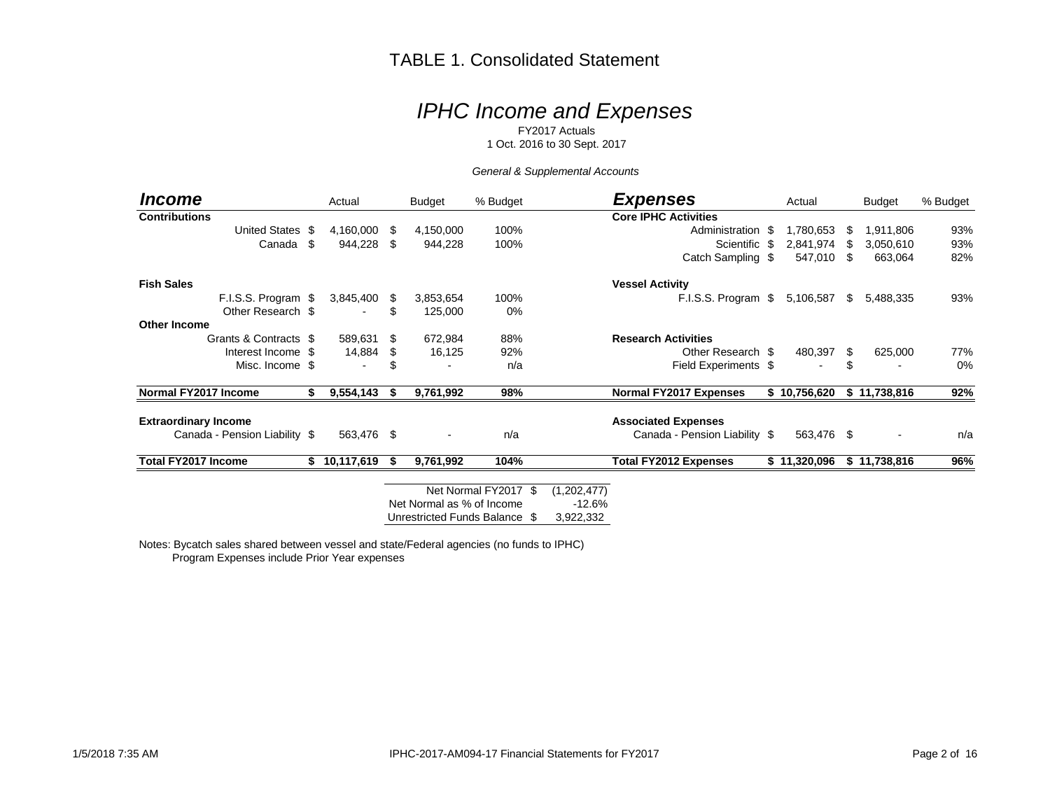# TABLE 1. Consolidated Statement

## *IPHC Income and Expenses*

FY2017 Actuals
1 Oct. 2016 to 30 Sept. 2017

*General & Supplemental Accounts*

| ***Income*** | Actual | Budget | % Budget | ***Expenses*** | Actual | Budget | % Budget |
|---|---|---|---|---|---|---|---|
| **Contributions** | | | | **Core IPHC Activities** | | | |
| United States | $ 4,160,000 | $ 4,150,000 | 100% | Administration | $ 1,780,653 | $ 1,911,806 | 93% |
| Canada | $ 944,228 | $ 944,228 | 100% | Scientific | $ 2,841,974 | $ 3,050,610 | 93% |
| | | | | Catch Sampling | $ 547,010 | $ 663,064 | 82% |
| **Fish Sales** | | | | **Vessel Activity** | | | |
| F.I.S.S. Program | $ 3,845,400 | $ 3,853,654 | 100% | F.I.S.S. Program | $ 5,106,587 | $ 5,488,335 | 93% |
| Other Research | $ - | $ 125,000 | 0% | | | | |
| **Other Income** | | | | | | | |
| Grants & Contracts | $ 589,631 | $ 672,984 | 88% | **Research Activities** | | | |
| Interest Income | $ 14,884 | $ 16,125 | 92% | Other Research | $ 480,397 | $ 625,000 | 77% |
| Misc. Income | $ - | $ - | n/a | Field Experiments | $ - | $ - | 0% |
| **Normal FY2017 Income** | **$ 9,554,143** | **$ 9,761,992** | **98%** | **Normal FY2017 Expenses** | **$ 10,756,620** | **$ 11,738,816** | **92%** |
| **Extraordinary Income** | | | | **Associated Expenses** | | | |
| Canada - Pension Liability | $ 563,476 | $ - | n/a | Canada - Pension Liability | $ 563,476 | $ - | n/a |
| **Total FY2017 Income** | **$ 10,117,619** | **$ 9,761,992** | **104%** | **Total FY2012 Expenses** | **$ 11,320,096** | **$ 11,738,816** | **96%** |

| | |
|---|---|
| Net Normal FY2017 | $ (1,202,477) |
| Net Normal as % of Income | -12.6% |
| Unrestricted Funds Balance | $ 3,922,332 |

Notes: Bycatch sales shared between vessel and state/Federal agencies (no funds to IPHC)
Program Expenses include Prior Year expenses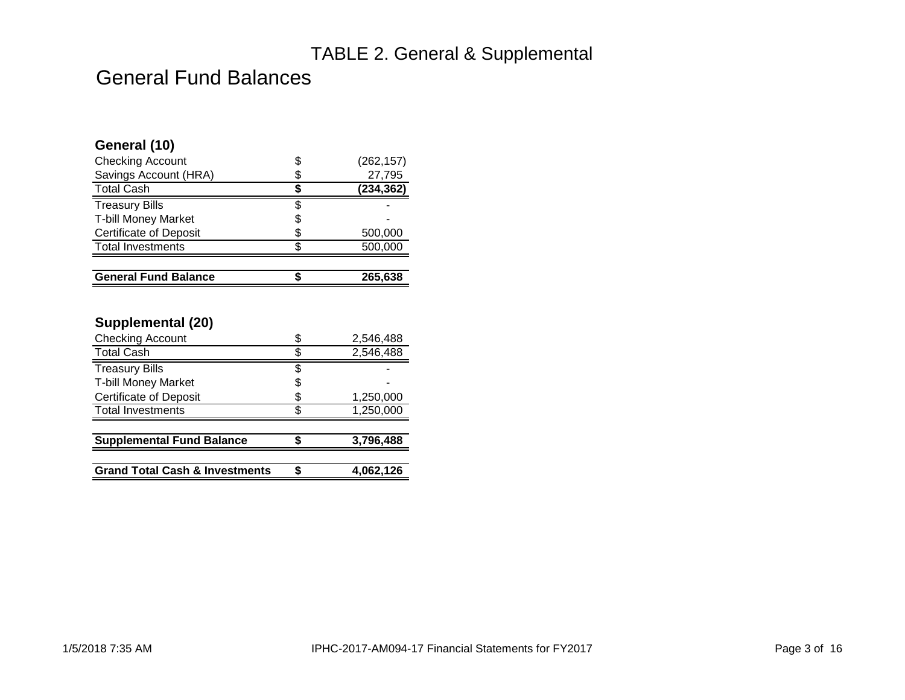# TABLE 2. General & Supplemental

## General Fund Balances

| **General (10)** | | |
|---|---|---|
| Checking Account | $ | (262,157) |
| Savings Account (HRA) | $ | 27,795 |
| **Total Cash** | **$** | **(234,362)** |
| Treasury Bills | $ | - |
| T-bill Money Market | $ | - |
| Certificate of Deposit | $ | 500,000 |
| Total Investments | $ | 500,000 |
| **General Fund Balance** | **$** | **265,638** |

| **Supplemental (20)** | | |
|---|---|---|
| Checking Account | $ | 2,546,488 |
| Total Cash | $ | 2,546,488 |
| Treasury Bills | $ | - |
| T-bill Money Market | $ | - |
| Certificate of Deposit | $ | 1,250,000 |
| Total Investments | $ | 1,250,000 |
| **Supplemental Fund Balance** | **$** | **3,796,488** |
| **Grand Total Cash & Investments** | **$** | **4,062,126** |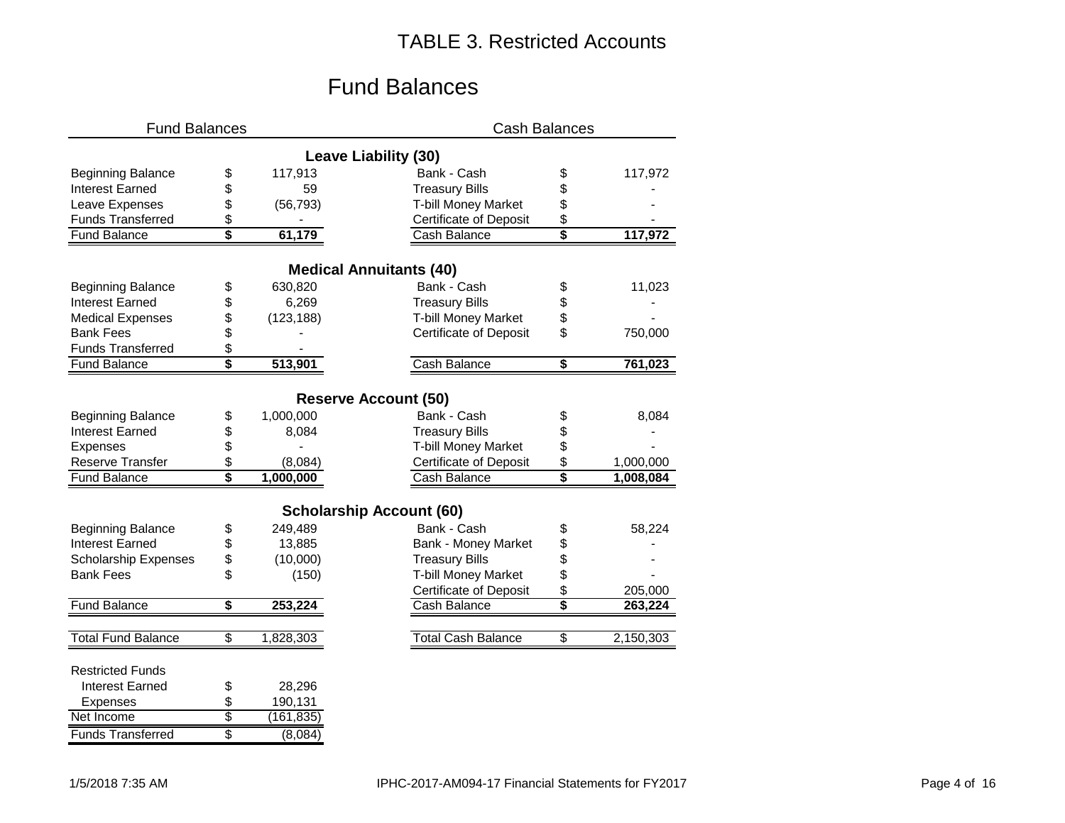# TABLE 3. Restricted Accounts

## Fund Balances

| Fund Balances | | | Cash Balances | | |
|---|---|---|---|---|---|
| **Leave Liability (30)** | | | | | |
| Beginning Balance | $ | 117,913 | Bank - Cash | $ | 117,972 |
| Interest Earned | $ | 59 | Treasury Bills | $ | - |
| Leave Expenses | $ | (56,793) | T-bill Money Market | $ | - |
| Funds Transferred | $ | - | Certificate of Deposit | $ | - |
| Fund Balance | **$** | **61,179** | Cash Balance | **$** | **117,972** |
| **Medical Annuitants (40)** | | | | | |
| Beginning Balance | $ | 630,820 | Bank - Cash | $ | 11,023 |
| Interest Earned | $ | 6,269 | Treasury Bills | $ | - |
| Medical Expenses | $ | (123,188) | T-bill Money Market | $ | - |
| Bank Fees | $ | - | Certificate of Deposit | $ | 750,000 |
| Funds Transferred | $ | - | | | |
| Fund Balance | **$** | **513,901** | Cash Balance | **$** | **761,023** |
| **Reserve Account (50)** | | | | | |
| Beginning Balance | $ | 1,000,000 | Bank - Cash | $ | 8,084 |
| Interest Earned | $ | 8,084 | Treasury Bills | $ | - |
| Expenses | $ | - | T-bill Money Market | $ | - |
| Reserve Transfer | $ | (8,084) | Certificate of Deposit | $ | 1,000,000 |
| Fund Balance | **$** | **1,000,000** | Cash Balance | **$** | **1,008,084** |
| **Scholarship Account (60)** | | | | | |
| Beginning Balance | $ | 249,489 | Bank - Cash | $ | 58,224 |
| Interest Earned | $ | 13,885 | Bank - Money Market | $ | - |
| Scholarship Expenses | $ | (10,000) | Treasury Bills | $ | - |
| Bank Fees | $ | (150) | T-bill Money Market | $ | - |
| | | | Certificate of Deposit | $ | 205,000 |
| Fund Balance | **$** | **253,224** | Cash Balance | **$** | **263,224** |
| Total Fund Balance | $ | 1,828,303 | Total Cash Balance | $ | 2,150,303 |

| Restricted Funds | | |
|---|---|---|
| Interest Earned | $ | 28,296 |
| Expenses | $ | 190,131 |
| Net Income | $ | (161,835) |
| Funds Transferred | $ | (8,084) |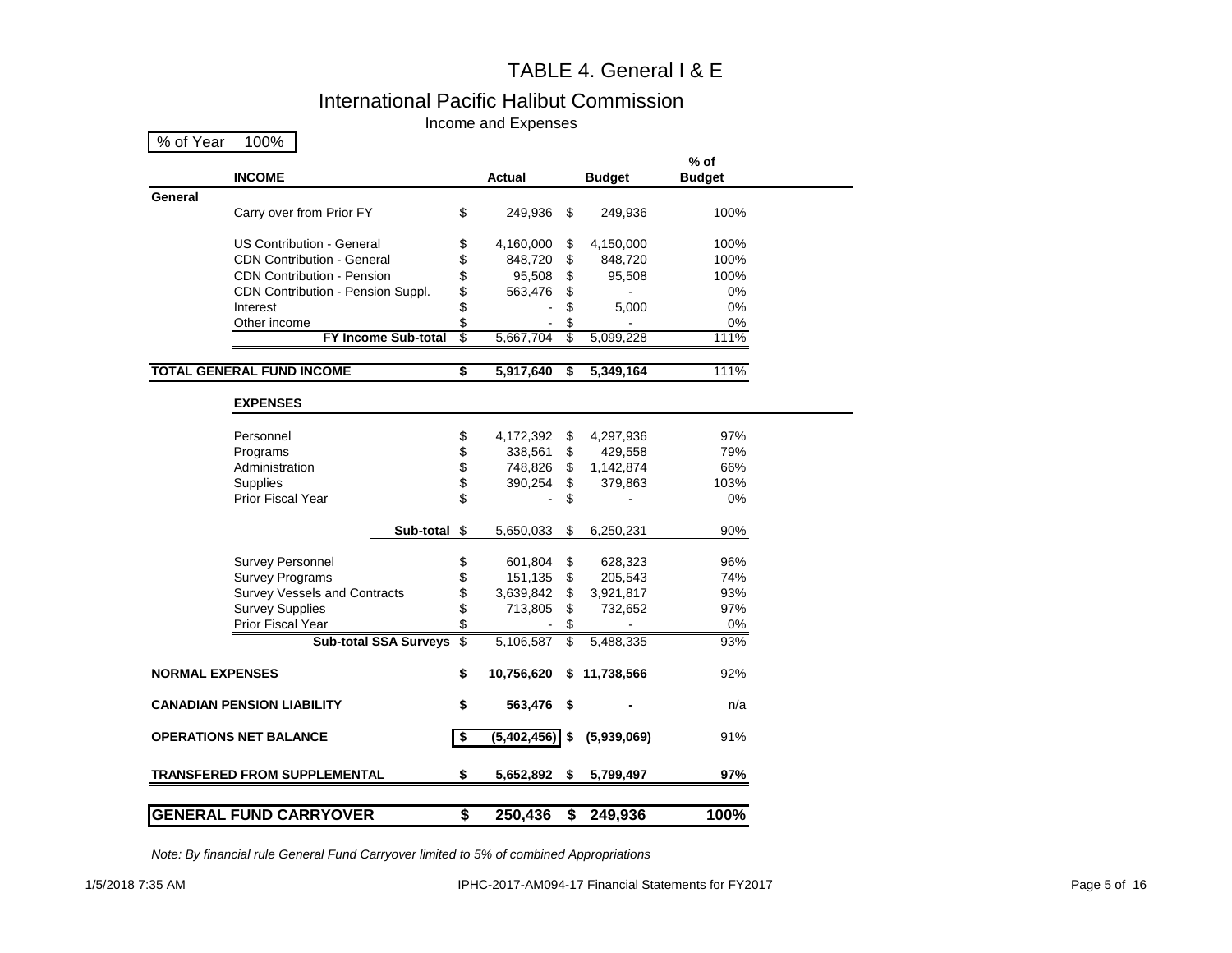# TABLE 4. General I & E

## International Pacific Halibut Commission

### Income and Expenses

% of Year 100%

| | INCOME | Actual | Budget | % of Budget |
|---|---|---|---|---|
| **General** | | | | |
| | Carry over from Prior FY | $ 249,936 | $ 249,936 | 100% |
| | US Contribution - General | $ 4,160,000 | $ 4,150,000 | 100% |
| | CDN Contribution - General | $ 848,720 | $ 848,720 | 100% |
| | CDN Contribution - Pension | $ 95,508 | $ 95,508 | 100% |
| | CDN Contribution - Pension Suppl. | $ 563,476 | $ - | 0% |
| | Interest | $ - | $ 5,000 | 0% |
| | Other income | $ - | $ - | 0% |
| | **FY Income Sub-total** | $ 5,667,704 | $ 5,099,228 | 111% |
| **TOTAL GENERAL FUND INCOME** | | **$ 5,917,640** | **$ 5,349,164** | 111% |
| | **EXPENSES** | | | |
| | Personnel | $ 4,172,392 | $ 4,297,936 | 97% |
| | Programs | $ 338,561 | $ 429,558 | 79% |
| | Administration | $ 748,826 | $ 1,142,874 | 66% |
| | Supplies | $ 390,254 | $ 379,863 | 103% |
| | Prior Fiscal Year | $ - | $ - | 0% |
| | **Sub-total** | $ 5,650,033 | $ 6,250,231 | 90% |
| | Survey Personnel | $ 601,804 | $ 628,323 | 96% |
| | Survey Programs | $ 151,135 | $ 205,543 | 74% |
| | Survey Vessels and Contracts | $ 3,639,842 | $ 3,921,817 | 93% |
| | Survey Supplies | $ 713,805 | $ 732,652 | 97% |
| | Prior Fiscal Year | $ - | $ - | 0% |
| | **Sub-total SSA Surveys** | $ 5,106,587 | $ 5,488,335 | 93% |
| **NORMAL EXPENSES** | | **$ 10,756,620** | **$ 11,738,566** | 92% |
| **CANADIAN PENSION LIABILITY** | | **$ 563,476** | **$ -** | n/a |
| **OPERATIONS NET BALANCE** | | **$ (5,402,456)** | **$ (5,939,069)** | 91% |
| **TRANSFERED FROM SUPPLEMENTAL** | | **$ 5,652,892** | **$ 5,799,497** | **97%** |
| **GENERAL FUND CARRYOVER** | | **$ 250,436** | **$ 249,936** | **100%** |

*Note: By financial rule General Fund Carryover limited to 5% of combined Appropriations*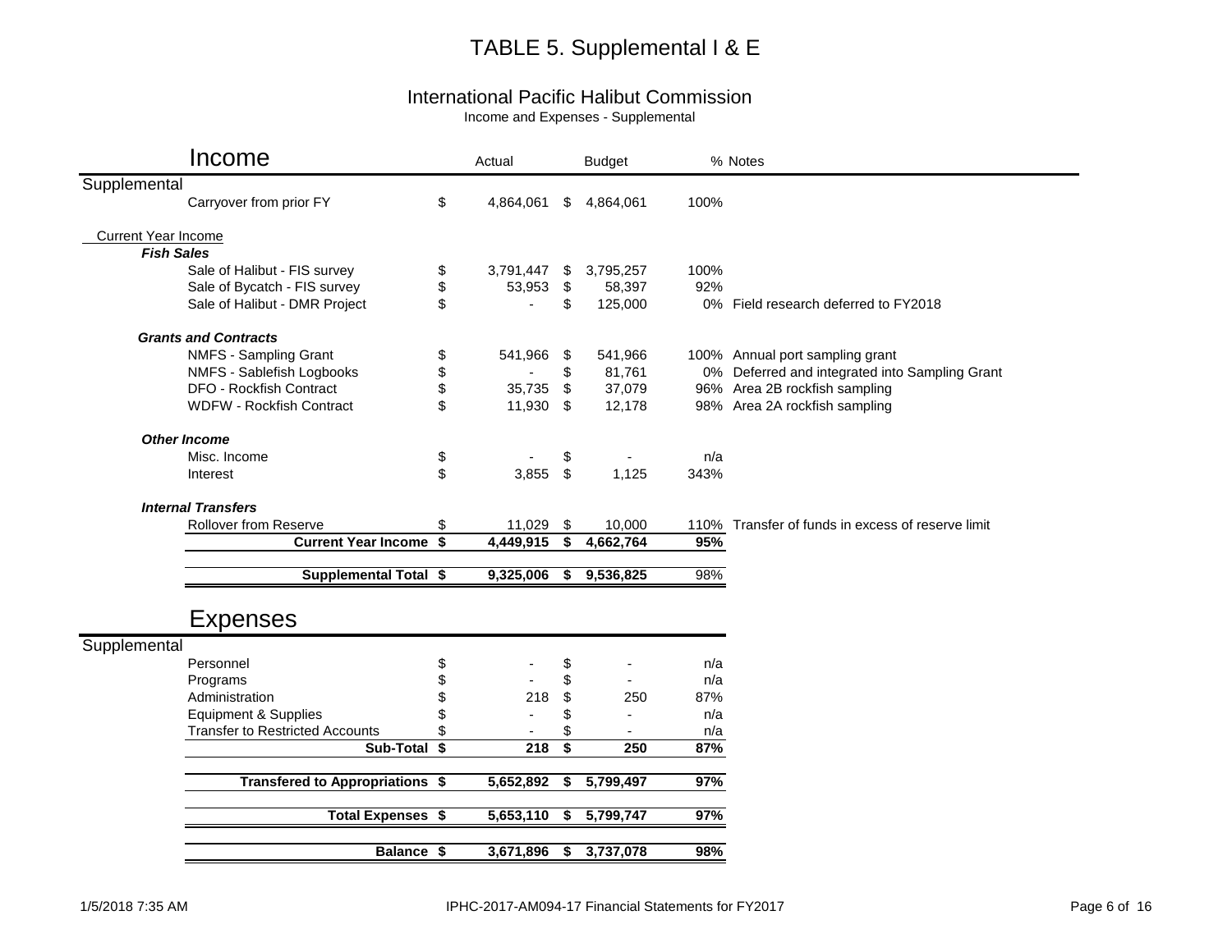# TABLE 5. Supplemental I & E

## International Pacific Halibut Commission

Income and Expenses - Supplemental

## Income

| | Actual | Budget | % | Notes |
|---|---|---|---|---|
| **Supplemental** | | | | |
| Carryover from prior FY | $ 4,864,061 | $ 4,864,061 | 100% | |
| Current Year Income | | | | |
| ***Fish Sales*** | | | | |
| Sale of Halibut - FIS survey | $ 3,791,447 | $ 3,795,257 | 100% | |
| Sale of Bycatch - FIS survey | $ 53,953 | $ 58,397 | 92% | |
| Sale of Halibut - DMR Project | $ - | $ 125,000 | 0% | Field research deferred to FY2018 |
| ***Grants and Contracts*** | | | | |
| NMFS - Sampling Grant | $ 541,966 | $ 541,966 | 100% | Annual port sampling grant |
| NMFS - Sablefish Logbooks | $ - | $ 81,761 | 0% | Deferred and integrated into Sampling Grant |
| DFO - Rockfish Contract | $ 35,735 | $ 37,079 | 96% | Area 2B rockfish sampling |
| WDFW - Rockfish Contract | $ 11,930 | $ 12,178 | 98% | Area 2A rockfish sampling |
| ***Other Income*** | | | | |
| Misc. Income | $ - | $ - | n/a | |
| Interest | $ 3,855 | $ 1,125 | 343% | |
| ***Internal Transfers*** | | | | |
| Rollover from Reserve | $ 11,029 | $ 10,000 | 110% | Transfer of funds in excess of reserve limit |
| **Current Year Income** | **$ 4,449,915** | **$ 4,662,764** | **95%** | |
| **Supplemental Total** | **$ 9,325,006** | **$ 9,536,825** | 98% | |

## Expenses

| | Actual | Budget | % |
|---|---|---|---|
| **Supplemental** | | | |
| Personnel | $ - | $ - | n/a |
| Programs | $ - | $ - | n/a |
| Administration | $ 218 | $ 250 | 87% |
| Equipment & Supplies | $ - | $ - | n/a |
| Transfer to Restricted Accounts | $ - | $ - | n/a |
| **Sub-Total** | **$ 218** | **$ 250** | **87%** |
| **Transfered to Appropriations** | **$ 5,652,892** | **$ 5,799,497** | **97%** |
| **Total Expenses** | **$ 5,653,110** | **$ 5,799,747** | **97%** |
| **Balance** | **$ 3,671,896** | **$ 3,737,078** | **98%** |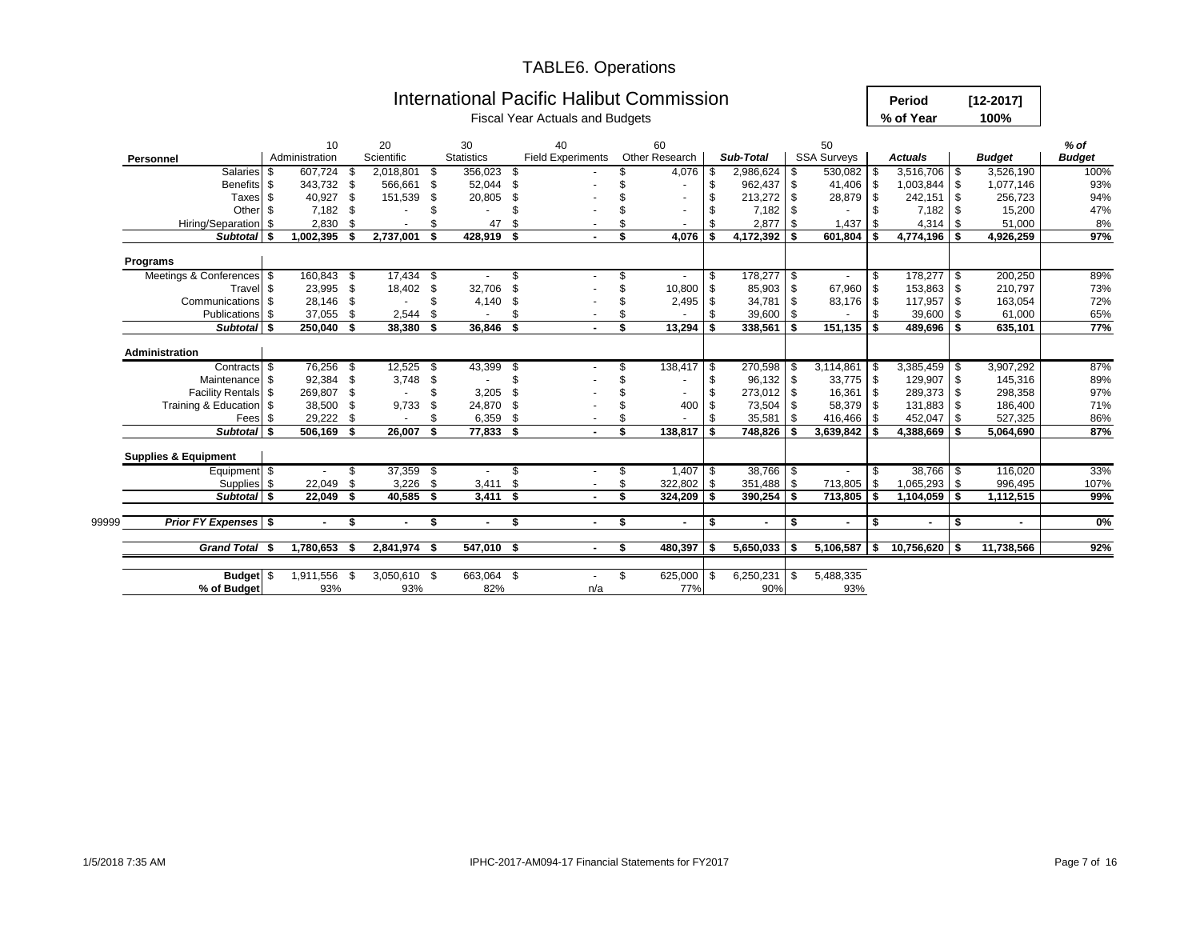# TABLE6. Operations

## International Pacific Halibut Commission

Fiscal Year Actuals and Budgets

| Period | [12-2017] |
|---|---|
| % of Year | 100% |

| Personnel | 10 Administration | 20 Scientific | 30 Statistics | 40 Field Experiments | 60 Other Research | Sub-Total | 50 SSA Surveys | Actuals | Budget | % of Budget |
|---|---|---|---|---|---|---|---|---|---|---|
| Salaries | $ 607,724 | $ 2,018,801 | $ 356,023 | $ - | $ 4,076 | $ 2,986,624 | $ 530,082 | $ 3,516,706 | $ 3,526,190 | 100% |
| Benefits | $ 343,732 | $ 566,661 | $ 52,044 | $ - | $ - | $ 962,437 | $ 41,406 | $ 1,003,844 | $ 1,077,146 | 93% |
| Taxes | $ 40,927 | $ 151,539 | $ 20,805 | $ - | $ - | $ 213,272 | $ 28,879 | $ 242,151 | $ 256,723 | 94% |
| Other | $ 7,182 | $ - | $ - | $ - | $ - | $ 7,182 | $ - | $ 7,182 | $ 15,200 | 47% |
| Hiring/Separation | $ 2,830 | $ - | $ 47 | $ - | $ - | $ 2,877 | $ 1,437 | $ 4,314 | $ 51,000 | 8% |
| ***Subtotal*** | **$ 1,002,395** | **$ 2,737,001** | **$ 428,919** | **$ -** | **$ 4,076** | **$ 4,172,392** | **$ 601,804** | **$ 4,774,196** | **$ 4,926,259** | **97%** |
| **Programs** | | | | | | | | | | |
| Meetings & Conferences | $ 160,843 | $ 17,434 | $ - | $ - | $ - | $ 178,277 | $ - | $ 178,277 | $ 200,250 | 89% |
| Travel | $ 23,995 | $ 18,402 | $ 32,706 | $ - | $ 10,800 | $ 85,903 | $ 67,960 | $ 153,863 | $ 210,797 | 73% |
| Communications | $ 28,146 | $ - | $ 4,140 | $ - | $ 2,495 | $ 34,781 | $ 83,176 | $ 117,957 | $ 163,054 | 72% |
| Publications | $ 37,055 | $ 2,544 | $ - | $ - | $ - | $ 39,600 | $ - | $ 39,600 | $ 61,000 | 65% |
| ***Subtotal*** | **$ 250,040** | **$ 38,380** | **$ 36,846** | **$ -** | **$ 13,294** | **$ 338,561** | **$ 151,135** | **$ 489,696** | **$ 635,101** | **77%** |
| **Administration** | | | | | | | | | | |
| Contracts | $ 76,256 | $ 12,525 | $ 43,399 | $ - | $ 138,417 | $ 270,598 | $ 3,114,861 | $ 3,385,459 | $ 3,907,292 | 87% |
| Maintenance | $ 92,384 | $ 3,748 | $ - | $ - | $ - | $ 96,132 | $ 33,775 | $ 129,907 | $ 145,316 | 89% |
| Facility Rentals | $ 269,807 | $ - | $ 3,205 | $ - | $ - | $ 273,012 | $ 16,361 | $ 289,373 | $ 298,358 | 97% |
| Training & Education | $ 38,500 | $ 9,733 | $ 24,870 | $ - | $ 400 | $ 73,504 | $ 58,379 | $ 131,883 | $ 186,400 | 71% |
| Fees | $ 29,222 | $ - | $ 6,359 | $ - | $ - | $ 35,581 | $ 416,466 | $ 452,047 | $ 527,325 | 86% |
| ***Subtotal*** | **$ 506,169** | **$ 26,007** | **$ 77,833** | **$ -** | **$ 138,817** | **$ 748,826** | **$ 3,639,842** | **$ 4,388,669** | **$ 5,064,690** | **87%** |
| **Supplies & Equipment** | | | | | | | | | | |
| Equipment | $ - | $ 37,359 | $ - | $ - | $ 1,407 | $ 38,766 | $ - | $ 38,766 | $ 116,020 | 33% |
| Supplies | $ 22,049 | $ 3,226 | $ 3,411 | $ - | $ 322,802 | $ 351,488 | $ 713,805 | $ 1,065,293 | $ 996,495 | 107% |
| ***Subtotal*** | **$ 22,049** | **$ 40,585** | **$ 3,411** | **$ -** | **$ 324,209** | **$ 390,254** | **$ 713,805** | **$ 1,104,059** | **$ 1,112,515** | **99%** |
| 99999 ***Prior FY Expenses*** | **$ -** | **$ -** | **$ -** | **$ -** | **$ -** | **$ -** | **$ -** | **$ -** | **$ -** | **0%** |
| ***Grand Total*** | **$ 1,780,653** | **$ 2,841,974** | **$ 547,010** | **$ -** | **$ 480,397** | **$ 5,650,033** | **$ 5,106,587** | **$ 10,756,620** | **$ 11,738,566** | **92%** |
| **Budget** | $ 1,911,556 | $ 3,050,610 | $ 663,064 | $ - | $ 625,000 | $ 6,250,231 | $ 5,488,335 | | | |
| **% of Budget** | 93% | 93% | 82% | n/a | 77% | 90% | 93% | | | |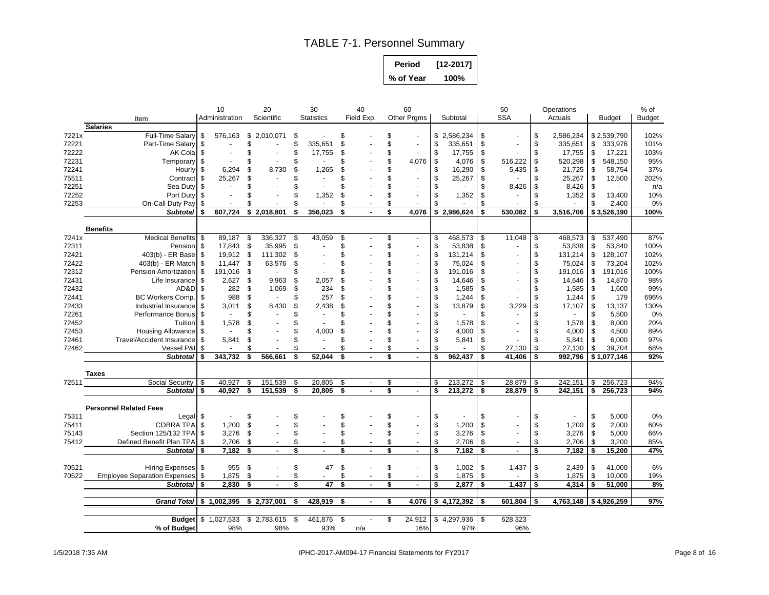# TABLE 7-1. Personnel Summary

| Period | [12-2017] |
|---|---|
| % of Year | 100% |

| | Item | 10 Administration | 20 Scientific | 30 Statistics | 40 Field Exp. | 60 Other Prgms | Subtotal | 50 SSA | Operations Actuals | Budget | % of Budget |
|---|---|---|---|---|---|---|---|---|---|---|---|
| | **Salaries** | | | | | | | | | | |
| 7221x | Full-Time Salary | $ 576,163 | $ 2,010,071 | $ - | $ - | $ - | $ 2,586,234 | $ - | $ 2,586,234 | $ 2,539,790 | 102% |
| 72221 | Part-Time Salary | $ - | $ - | $ 335,651 | $ - | $ - | $ 335,651 | $ - | $ 335,651 | $ 333,976 | 101% |
| 72222 | AK Cola | $ - | $ - | $ 17,755 | $ - | $ - | $ 17,755 | $ - | $ 17,755 | $ 17,221 | 103% |
| 72231 | Temporary | $ - | $ - | $ - | $ - | $ 4,076 | $ 4,076 | $ 516,222 | $ 520,298 | $ 548,150 | 95% |
| 72241 | Hourly | $ 6,294 | $ 8,730 | $ 1,265 | $ - | $ - | $ 16,290 | $ 5,435 | $ 21,725 | $ 58,754 | 37% |
| 75511 | Contract | $ 25,267 | $ - | $ - | $ - | $ - | $ 25,267 | $ - | $ 25,267 | $ 12,500 | 202% |
| 72251 | Sea Duty | $ - | $ - | $ - | $ - | $ - | $ - | $ 8,426 | $ 8,426 | $ - | n/a |
| 72252 | Port Duty | $ - | $ - | $ 1,352 | $ - | $ - | $ 1,352 | $ - | $ 1,352 | $ 13,400 | 10% |
| 72253 | On-Call Duty Pay | $ - | $ - | $ - | $ - | $ - | $ - | $ - | $ - | $ 2,400 | 0% |
| | ***Subtotal*** | **$ 607,724** | **$ 2,018,801** | **$ 356,023** | **$ -** | **$ 4,076** | **$ 2,986,624** | **$ 530,082** | **$ 3,516,706** | **$ 3,526,190** | **100%** |
| | **Benefits** | | | | | | | | | | |
| 7241x | Medical Benefits | $ 89,187 | $ 336,327 | $ 43,059 | $ - | $ - | $ 468,573 | $ 11,048 | $ 468,573 | $ 537,490 | 87% |
| 72311 | Pension | $ 17,843 | $ 35,995 | $ - | $ - | $ - | $ 53,838 | $ - | $ 53,838 | $ 53,840 | 100% |
| 72421 | 403(b) - ER Base | $ 19,912 | $ 111,302 | $ - | $ - | $ - | $ 131,214 | $ - | $ 131,214 | $ 128,107 | 102% |
| 72422 | 403(b) - ER Match | $ 11,447 | $ 63,576 | $ - | $ - | $ - | $ 75,024 | $ - | $ 75,024 | $ 73,204 | 102% |
| 72312 | Pension Amortization | $ 191,016 | $ - | $ - | $ - | $ - | $ 191,016 | $ - | $ 191,016 | $ 191,016 | 100% |
| 72431 | Life Insurance | $ 2,627 | $ 9,963 | $ 2,057 | $ - | $ - | $ 14,646 | $ - | $ 14,646 | $ 14,870 | 98% |
| 72432 | AD&D | $ 282 | $ 1,069 | $ 234 | $ - | $ - | $ 1,585 | $ - | $ 1,585 | $ 1,600 | 99% |
| 72441 | BC Workers Comp. | $ 988 | $ - | $ 257 | $ - | $ - | $ 1,244 | $ - | $ 1,244 | $ 179 | 696% |
| 72433 | Industrial Insurance | $ 3,011 | $ 8,430 | $ 2,438 | $ - | $ - | $ 13,879 | $ 3,229 | $ 17,107 | $ 13,137 | 130% |
| 72261 | Performance Bonus | $ - | $ - | $ - | $ - | $ - | $ - | $ - | $ - | $ 5,500 | 0% |
| 72452 | Tuition | $ 1,578 | $ - | $ - | $ - | $ - | $ 1,578 | $ - | $ 1,578 | $ 8,000 | 20% |
| 72453 | Housing Allowance | $ - | $ - | $ 4,000 | $ - | $ - | $ 4,000 | $ - | $ 4,000 | $ 4,500 | 89% |
| 72461 | Travel/Accident Insurance | $ 5,841 | $ - | $ - | $ - | $ - | $ 5,841 | $ - | $ 5,841 | $ 6,000 | 97% |
| 72462 | Vessel P&I | $ - | $ - | $ - | $ - | $ - | $ - | $ 27,130 | $ 27,130 | $ 39,704 | 68% |
| | ***Subtotal*** | **$ 343,732** | **$ 566,661** | **$ 52,044** | **$ -** | **$ -** | **$ 962,437** | **$ 41,406** | **$ 992,796** | **$ 1,077,146** | **92%** |
| | **Taxes** | | | | | | | | | | |
| 72511 | Social Security | $ 40,927 | $ 151,539 | $ 20,805 | $ - | $ - | $ 213,272 | $ 28,879 | $ 242,151 | $ 256,723 | 94% |
| | ***Subtotal*** | **$ 40,927** | **$ 151,539** | **$ 20,805** | **$ -** | **$ -** | **$ 213,272** | **$ 28,879** | **$ 242,151** | **$ 256,723** | **94%** |
| | **Personnel Related Fees** | | | | | | | | | | |
| 75311 | Legal | $ - | $ - | $ - | $ - | $ - | $ - | $ - | $ - | $ 5,000 | 0% |
| 75411 | COBRA TPA | $ 1,200 | $ - | $ - | $ - | $ - | $ 1,200 | $ - | $ 1,200 | $ 2,000 | 60% |
| 75143 | Section 125/132 TPA | $ 3,276 | $ - | $ - | $ - | $ - | $ 3,276 | $ - | $ 3,276 | $ 5,000 | 66% |
| 75412 | Defined Benefit Plan TPA | $ 2,706 | $ - | $ - | $ - | $ - | $ 2,706 | $ - | $ 2,706 | $ 3,200 | 85% |
| | ***Subtotal*** | **$ 7,182** | **$ -** | **$ -** | **$ -** | **$ -** | **$ 7,182** | **$ -** | **$ 7,182** | **$ 15,200** | **47%** |
| 70521 | Hiring Expenses | $ 955 | $ - | $ 47 | $ - | $ - | $ 1,002 | $ 1,437 | $ 2,439 | $ 41,000 | 6% |
| 70522 | Employee Separation Expenses | $ 1,875 | $ - | $ - | $ - | $ - | $ 1,875 | $ - | $ 1,875 | $ 10,000 | 19% |
| | ***Subtotal*** | **$ 2,830** | **$ -** | **$ 47** | **$ -** | **$ -** | **$ 2,877** | **$ 1,437** | **$ 4,314** | **$ 51,000** | **8%** |
| | ***Grand Total*** | **$ 1,002,395** | **$ 2,737,001** | **$ 428,919** | **$ -** | **$ 4,076** | **$ 4,172,392** | **$ 601,804** | **$ 4,763,148** | **$ 4,926,259** | **97%** |
| | **Budget** | $ 1,027,533 | $ 2,783,615 | $ 461,876 | $ - | $ 24,912 | $ 4,297,936 | $ 628,323 | | | |
| | **% of Budget** | 98% | 98% | 93% | n/a | 16% | 97% | 96% | | | |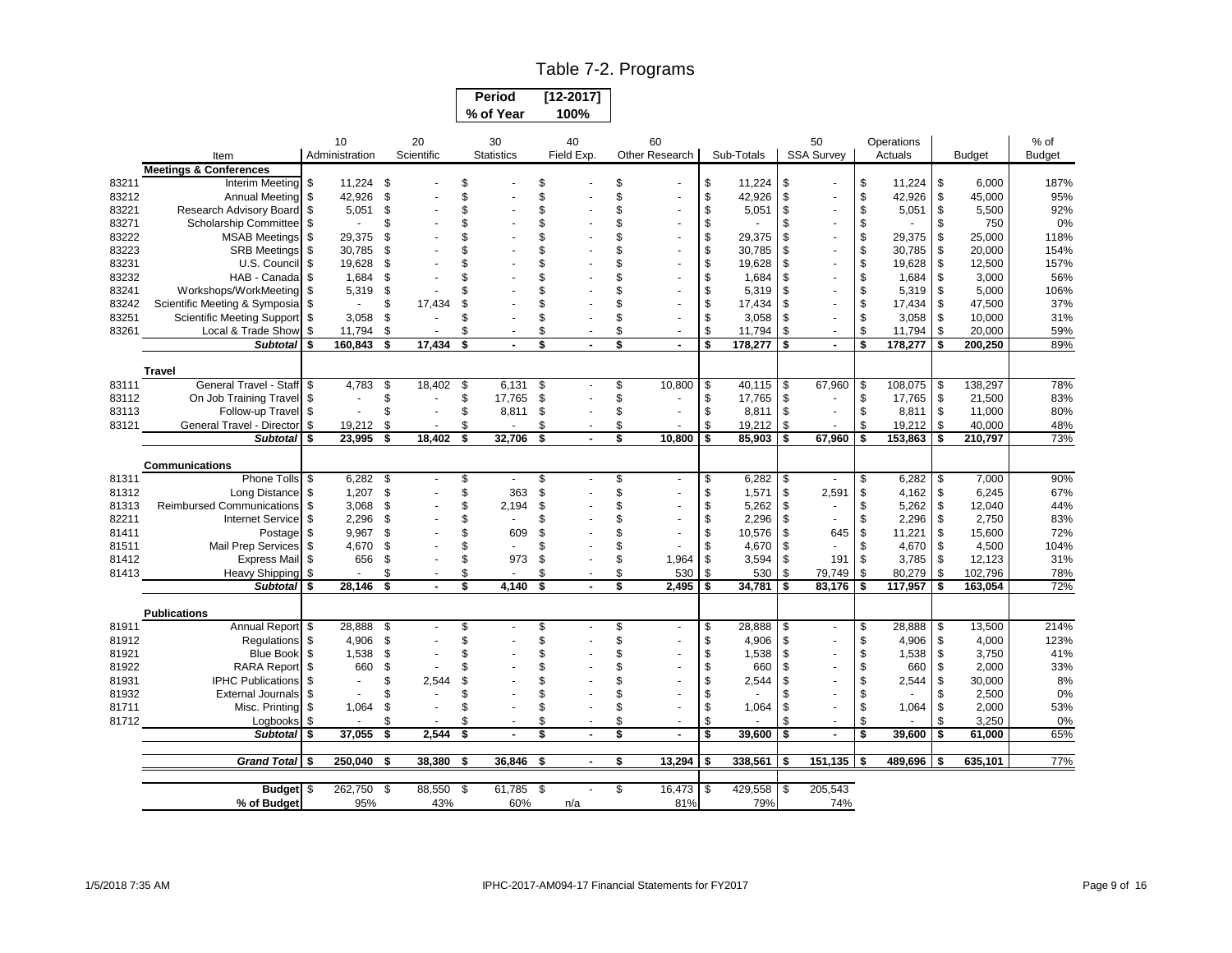# Table 7-2. Programs

| Period | [12-2017] |
|---|---|
| % of Year | 100% |

| | Item | 10 Administration | 20 Scientific | 30 Statistics | 40 Field Exp. | 60 Other Research | Sub-Totals | 50 SSA Survey | Operations Actuals | Budget | % of Budget |
|---|---|---|---|---|---|---|---|---|---|---|---|
| | **Meetings & Conferences** | | | | | | | | | | |
| 83211 | Interim Meeting | $ 11,224 | $ - | $ - | $ - | $ - | $ 11,224 | $ - | $ 11,224 | $ 6,000 | 187% |
| 83212 | Annual Meeting | $ 42,926 | $ - | $ - | $ - | $ - | $ 42,926 | $ - | $ 42,926 | $ 45,000 | 95% |
| 83221 | Research Advisory Board | $ 5,051 | $ - | $ - | $ - | $ - | $ 5,051 | $ - | $ 5,051 | $ 5,500 | 92% |
| 83271 | Scholarship Committee | $ - | $ - | $ - | $ - | $ - | $ - | $ - | $ - | $ 750 | 0% |
| 83222 | MSAB Meetings | $ 29,375 | $ - | $ - | $ - | $ - | $ 29,375 | $ - | $ 29,375 | $ 25,000 | 118% |
| 83223 | SRB Meetings | $ 30,785 | $ - | $ - | $ - | $ - | $ 30,785 | $ - | $ 30,785 | $ 20,000 | 154% |
| 83231 | U.S. Council | $ 19,628 | $ - | $ - | $ - | $ - | $ 19,628 | $ - | $ 19,628 | $ 12,500 | 157% |
| 83232 | HAB - Canada | $ 1,684 | $ - | $ - | $ - | $ - | $ 1,684 | $ - | $ 1,684 | $ 3,000 | 56% |
| 83241 | Workshops/WorkMeeting | $ 5,319 | $ - | $ - | $ - | $ - | $ 5,319 | $ - | $ 5,319 | $ 5,000 | 106% |
| 83242 | Scientific Meeting & Symposia | $ - | $ 17,434 | $ - | $ - | $ - | $ 17,434 | $ - | $ 17,434 | $ 47,500 | 37% |
| 83251 | Scientific Meeting Support | $ 3,058 | $ - | $ - | $ - | $ - | $ 3,058 | $ - | $ 3,058 | $ 10,000 | 31% |
| 83261 | Local & Trade Show | $ 11,794 | $ - | $ - | $ - | $ - | $ 11,794 | $ - | $ 11,794 | $ 20,000 | 59% |
| | ***Subtotal*** | **$ 160,843** | **$ 17,434** | **$ -** | **$ -** | **$ -** | **$ 178,277** | **$ -** | **$ 178,277** | **$ 200,250** | 89% |
| | **Travel** | | | | | | | | | | |
| 83111 | General Travel - Staff | $ 4,783 | $ 18,402 | $ 6,131 | $ - | $ 10,800 | $ 40,115 | $ 67,960 | $ 108,075 | $ 138,297 | 78% |
| 83112 | On Job Training Travel | $ - | $ - | $ 17,765 | $ - | $ - | $ 17,765 | $ - | $ 17,765 | $ 21,500 | 83% |
| 83113 | Follow-up Travel | $ - | $ - | $ 8,811 | $ - | $ - | $ 8,811 | $ - | $ 8,811 | $ 11,000 | 80% |
| 83121 | General Travel - Director | $ 19,212 | $ - | $ - | $ - | $ - | $ 19,212 | $ - | $ 19,212 | $ 40,000 | 48% |
| | ***Subtotal*** | **$ 23,995** | **$ 18,402** | **$ 32,706** | **$ -** | **$ 10,800** | **$ 85,903** | **$ 67,960** | **$ 153,863** | **$ 210,797** | 73% |
| | **Communications** | | | | | | | | | | |
| 81311 | Phone Tolls | $ 6,282 | $ - | $ - | $ - | $ - | $ 6,282 | $ - | $ 6,282 | $ 7,000 | 90% |
| 81312 | Long Distance | $ 1,207 | $ - | $ 363 | $ - | $ - | $ 1,571 | $ 2,591 | $ 4,162 | $ 6,245 | 67% |
| 81313 | Reimbursed Communications | $ 3,068 | $ - | $ 2,194 | $ - | $ - | $ 5,262 | $ - | $ 5,262 | $ 12,040 | 44% |
| 82211 | Internet Service | $ 2,296 | $ - | $ - | $ - | $ - | $ 2,296 | $ - | $ 2,296 | $ 2,750 | 83% |
| 81411 | Postage | $ 9,967 | $ - | $ 609 | $ - | $ - | $ 10,576 | $ 645 | $ 11,221 | $ 15,600 | 72% |
| 81511 | Mail Prep Services | $ 4,670 | $ - | $ - | $ - | $ - | $ 4,670 | $ - | $ 4,670 | $ 4,500 | 104% |
| 81412 | Express Mail | $ 656 | $ - | $ 973 | $ - | $ 1,964 | $ 3,594 | $ 191 | $ 3,785 | $ 12,123 | 31% |
| 81413 | Heavy Shipping | $ - | $ - | $ - | $ - | $ 530 | $ 530 | $ 79,749 | $ 80,279 | $ 102,796 | 78% |
| | ***Subtotal*** | **$ 28,146** | **$ -** | **$ 4,140** | **$ -** | **$ 2,495** | **$ 34,781** | **$ 83,176** | **$ 117,957** | **$ 163,054** | 72% |
| | **Publications** | | | | | | | | | | |
| 81911 | Annual Report | $ 28,888 | $ - | $ - | $ - | $ - | $ 28,888 | $ - | $ 28,888 | $ 13,500 | 214% |
| 81912 | Regulations | $ 4,906 | $ - | $ - | $ - | $ - | $ 4,906 | $ - | $ 4,906 | $ 4,000 | 123% |
| 81921 | Blue Book | $ 1,538 | $ - | $ - | $ - | $ - | $ 1,538 | $ - | $ 1,538 | $ 3,750 | 41% |
| 81922 | RARA Report | $ 660 | $ - | $ - | $ - | $ - | $ 660 | $ - | $ 660 | $ 2,000 | 33% |
| 81931 | IPHC Publications | $ - | $ 2,544 | $ - | $ - | $ - | $ 2,544 | $ - | $ 2,544 | $ 30,000 | 8% |
| 81932 | External Journals | $ - | $ - | $ - | $ - | $ - | $ - | $ - | $ - | $ 2,500 | 0% |
| 81711 | Misc. Printing | $ 1,064 | $ - | $ - | $ - | $ - | $ 1,064 | $ - | $ 1,064 | $ 2,000 | 53% |
| 81712 | Logbooks | $ - | $ - | $ - | $ - | $ - | $ - | $ - | $ - | $ 3,250 | 0% |
| | ***Subtotal*** | **$ 37,055** | **$ 2,544** | **$ -** | **$ -** | **$ -** | **$ 39,600** | **$ -** | **$ 39,600** | **$ 61,000** | 65% |
| | ***Grand Total*** | **$ 250,040** | **$ 38,380** | **$ 36,846** | **$ -** | **$ 13,294** | **$ 338,561** | **$ 151,135** | **$ 489,696** | **$ 635,101** | 77% |
| | **Budget** | $ 262,750 | $ 88,550 | $ 61,785 | $ - | $ 16,473 | $ 429,558 | $ 205,543 | | | |
| | **% of Budget** | 95% | 43% | 60% | n/a | 81% | 79% | 74% | | | |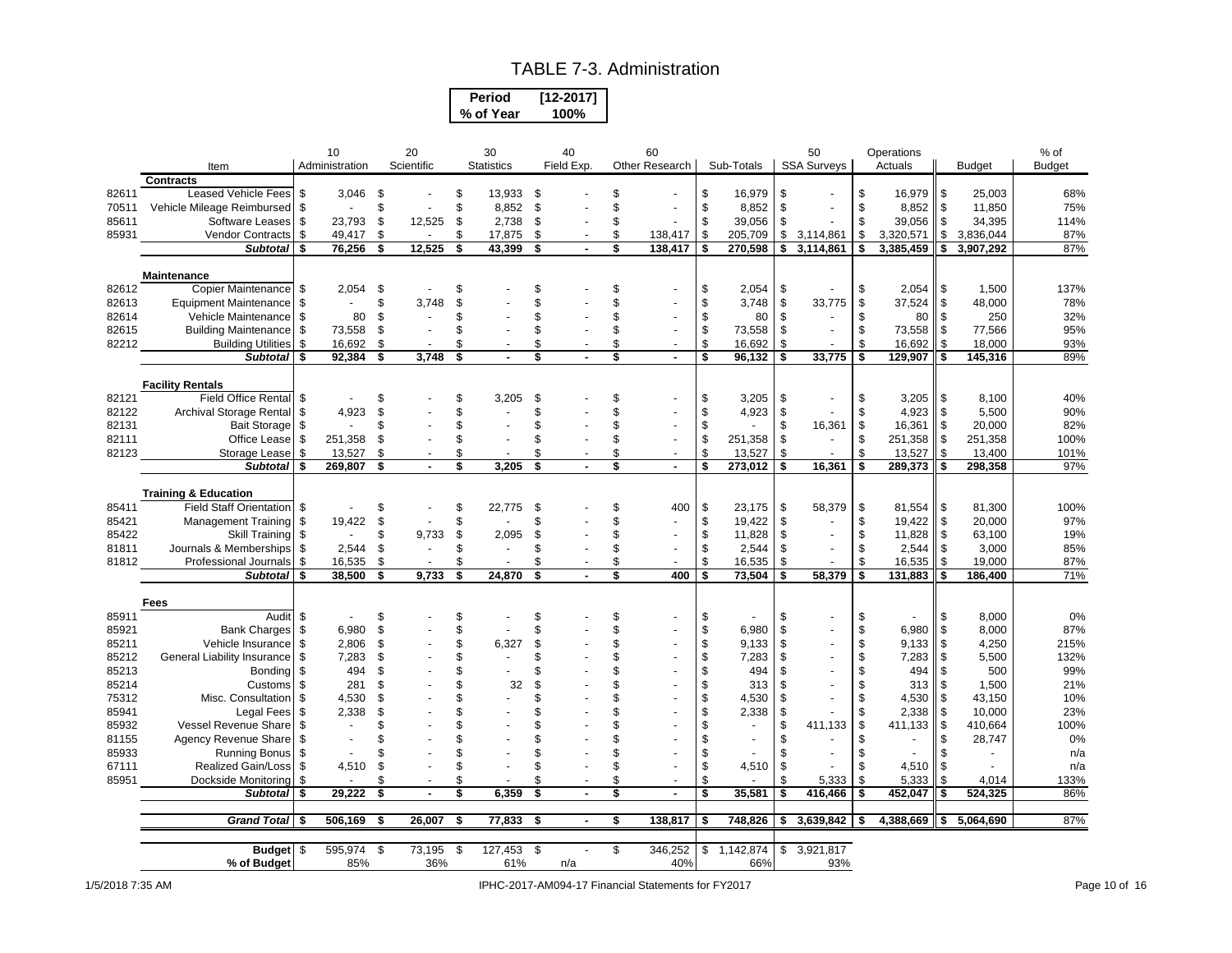# TABLE 7-3. Administration

| Period | [12-2017] |
|---|---|
| % of Year | 100% |

| | Item | 10 Administration | 20 Scientific | 30 Statistics | 40 Field Exp. | 60 Other Research | Sub-Totals | 50 SSA Surveys | Operations Actuals | Budget | % of Budget |
|---|---|---|---|---|---|---|---|---|---|---|---|
| | **Contracts** | | | | | | | | | | |
| 82611 | Leased Vehicle Fees | $ 3,046 | $ - | $ 13,933 | $ - | $ - | $ 16,979 | $ - | $ 16,979 | $ 25,003 | 68% |
| 70511 | Vehicle Mileage Reimbursed | $ - | $ - | $ 8,852 | $ - | $ - | $ 8,852 | $ - | $ 8,852 | $ 11,850 | 75% |
| 85611 | Software Leases | $ 23,793 | $ 12,525 | $ 2,738 | $ - | $ - | $ 39,056 | $ - | $ 39,056 | $ 34,395 | 114% |
| 85931 | Vendor Contracts | $ 49,417 | $ - | $ 17,875 | $ - | $ 138,417 | $ 205,709 | $ 3,114,861 | $ 3,320,571 | $ 3,836,044 | 87% |
| | ***Subtotal*** | **$ 76,256** | **$ 12,525** | **$ 43,399** | **$ -** | **$ 138,417** | **$ 270,598** | **$ 3,114,861** | **$ 3,385,459** | **$ 3,907,292** | 87% |
| | **Maintenance** | | | | | | | | | | |
| 82612 | Copier Maintenance | $ 2,054 | $ - | $ - | $ - | $ - | $ 2,054 | $ - | $ 2,054 | $ 1,500 | 137% |
| 82613 | Equipment Maintenance | $ - | $ 3,748 | $ - | $ - | $ - | $ 3,748 | $ 33,775 | $ 37,524 | $ 48,000 | 78% |
| 82614 | Vehicle Maintenance | $ 80 | $ - | $ - | $ - | $ - | $ 80 | $ - | $ 80 | $ 250 | 32% |
| 82615 | Building Maintenance | $ 73,558 | $ - | $ - | $ - | $ - | $ 73,558 | $ - | $ 73,558 | $ 77,566 | 95% |
| 82212 | Building Utilities | $ 16,692 | $ - | $ - | $ - | $ - | $ 16,692 | $ - | $ 16,692 | $ 18,000 | 93% |
| | ***Subtotal*** | **$ 92,384** | **$ 3,748** | **$ -** | **$ -** | **$ -** | **$ 96,132** | **$ 33,775** | **$ 129,907** | **$ 145,316** | 89% |
| | **Facility Rentals** | | | | | | | | | | |
| 82121 | Field Office Rental | $ - | $ - | $ 3,205 | $ - | $ - | $ 3,205 | $ - | $ 3,205 | $ 8,100 | 40% |
| 82122 | Archival Storage Rental | $ 4,923 | $ - | $ - | $ - | $ - | $ 4,923 | $ - | $ 4,923 | $ 5,500 | 90% |
| 82131 | Bait Storage | $ - | $ - | $ - | $ - | $ - | $ - | $ 16,361 | $ 16,361 | $ 20,000 | 82% |
| 82111 | Office Lease | $ 251,358 | $ - | $ - | $ - | $ - | $ 251,358 | $ - | $ 251,358 | $ 251,358 | 100% |
| 82123 | Storage Lease | $ 13,527 | $ - | $ - | $ - | $ - | $ 13,527 | $ - | $ 13,527 | $ 13,400 | 101% |
| | ***Subtotal*** | **$ 269,807** | **$ -** | **$ 3,205** | **$ -** | **$ -** | **$ 273,012** | **$ 16,361** | **$ 289,373** | **$ 298,358** | 97% |
| | **Training & Education** | | | | | | | | | | |
| 85411 | Field Staff Orientation | $ - | $ - | $ 22,775 | $ - | $ 400 | $ 23,175 | $ 58,379 | $ 81,554 | $ 81,300 | 100% |
| 85421 | Management Training | $ 19,422 | $ - | $ - | $ - | $ - | $ 19,422 | $ - | $ 19,422 | $ 20,000 | 97% |
| 85422 | Skill Training | $ - | $ 9,733 | $ 2,095 | $ - | $ - | $ 11,828 | $ - | $ 11,828 | $ 63,100 | 19% |
| 81811 | Journals & Memberships | $ 2,544 | $ - | $ - | $ - | $ - | $ 2,544 | $ - | $ 2,544 | $ 3,000 | 85% |
| 81812 | Professional Journals | $ 16,535 | $ - | $ - | $ - | $ - | $ 16,535 | $ - | $ 16,535 | $ 19,000 | 87% |
| | ***Subtotal*** | **$ 38,500** | **$ 9,733** | **$ 24,870** | **$ -** | **$ 400** | **$ 73,504** | **$ 58,379** | **$ 131,883** | **$ 186,400** | 71% |
| | **Fees** | | | | | | | | | | |
| 85911 | Audit | $ - | $ - | $ - | $ - | $ - | $ - | $ - | $ - | $ 8,000 | 0% |
| 85921 | Bank Charges | $ 6,980 | $ - | $ - | $ - | $ - | $ 6,980 | $ - | $ 6,980 | $ 8,000 | 87% |
| 85211 | Vehicle Insurance | $ 2,806 | $ - | $ 6,327 | $ - | $ - | $ 9,133 | $ - | $ 9,133 | $ 4,250 | 215% |
| 85212 | General Liability Insurance | $ 7,283 | $ - | $ - | $ - | $ - | $ 7,283 | $ - | $ 7,283 | $ 5,500 | 132% |
| 85213 | Bonding | $ 494 | $ - | $ - | $ - | $ - | $ 494 | $ - | $ 494 | $ 500 | 99% |
| 85214 | Customs | $ 281 | $ - | $ 32 | $ - | $ - | $ 313 | $ - | $ 313 | $ 1,500 | 21% |
| 75312 | Misc. Consultation | $ 4,530 | $ - | $ - | $ - | $ - | $ 4,530 | $ - | $ 4,530 | $ 43,150 | 10% |
| 85941 | Legal Fees | $ 2,338 | $ - | $ - | $ - | $ - | $ 2,338 | $ - | $ 2,338 | $ 10,000 | 23% |
| 85932 | Vessel Revenue Share | $ - | $ - | $ - | $ - | $ - | $ - | $ 411,133 | $ 411,133 | $ 410,664 | 100% |
| 81155 | Agency Revenue Share | $ - | $ - | $ - | $ - | $ - | $ - | $ - | $ - | $ 28,747 | 0% |
| 85933 | Running Bonus | $ - | $ - | $ - | $ - | $ - | $ - | $ - | $ - | $ - | n/a |
| 67111 | Realized Gain/Loss | $ 4,510 | $ - | $ - | $ - | $ - | $ 4,510 | $ - | $ 4,510 | $ - | n/a |
| 85951 | Dockside Monitoring | $ - | $ - | $ - | $ - | $ - | $ - | $ 5,333 | $ 5,333 | $ 4,014 | 133% |
| | ***Subtotal*** | **$ 29,222** | **$ -** | **$ 6,359** | **$ -** | **$ -** | **$ 35,581** | **$ 416,466** | **$ 452,047** | **$ 524,325** | 86% |
| | ***Grand Total*** | **$ 506,169** | **$ 26,007** | **$ 77,833** | **$ -** | **$ 138,817** | **$ 748,826** | **$ 3,639,842** | **$ 4,388,669** | **$ 5,064,690** | 87% |
| | **Budget** | $ 595,974 | $ 73,195 | $ 127,453 | $ - | $ 346,252 | $ 1,142,874 | $ 3,921,817 | | | |
| | **% of Budget** | 85% | 36% | 61% | n/a | 40% | 66% | 93% | | | |

1/5/2018 7:35 AM IPHC-2017-AM094-17 Financial Statements for FY2017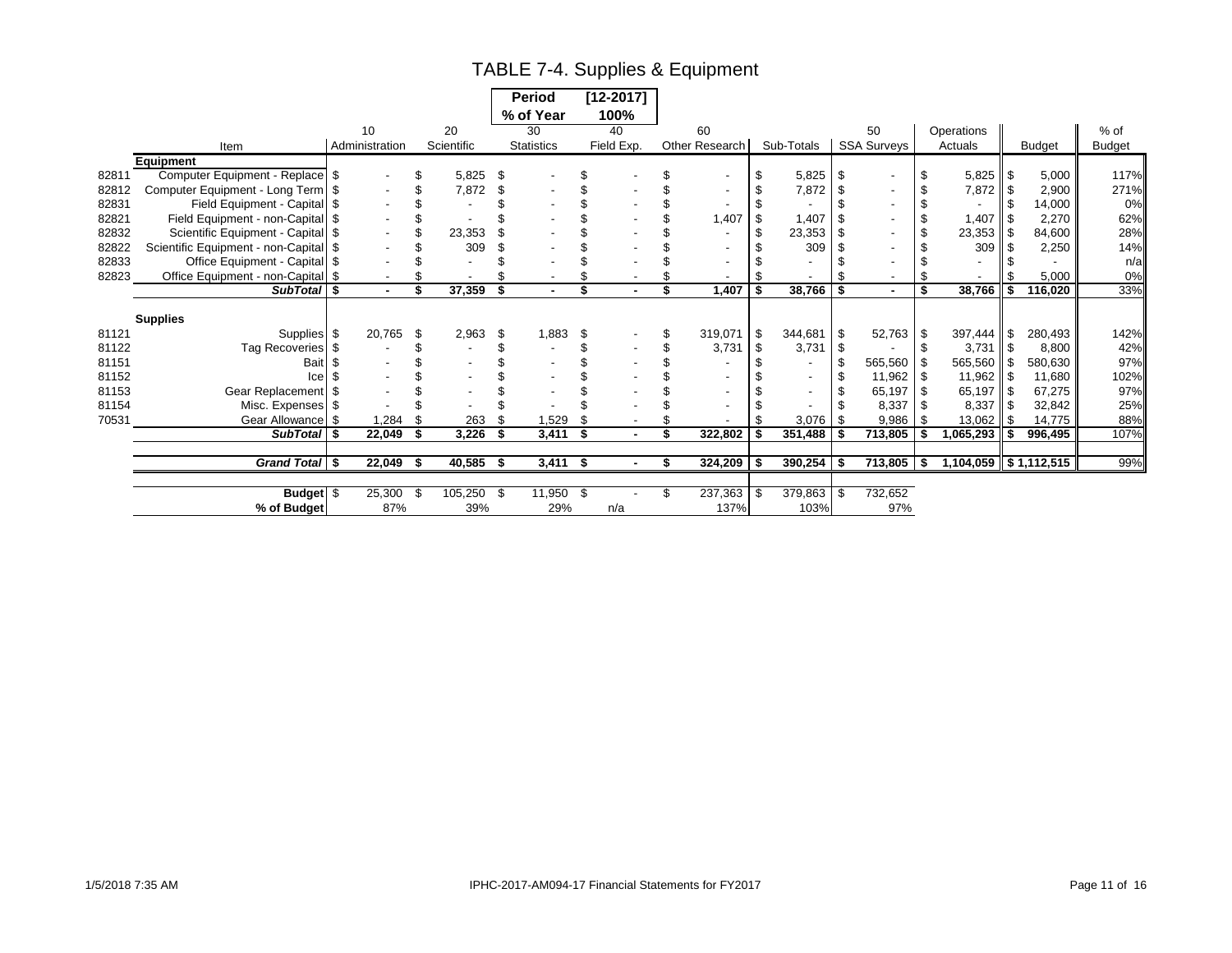# TABLE 7-4. Supplies & Equipment

| Period | [12-2017] |
|---|---|
| % of Year | 100% |

| | Item | 10 Administration | 20 Scientific | 30 Statistics | 40 Field Exp. | 60 Other Research | Sub-Totals | 50 SSA Surveys | Operations Actuals | Budget | % of Budget |
|---|---|---|---|---|---|---|---|---|---|---|---|
| | **Equipment** | | | | | | | | | | |
| 82811 | Computer Equipment - Replace | $ - | $ 5,825 | $ - | $ - | $ - | $ 5,825 | $ - | $ 5,825 | $ 5,000 | 117% |
| 82812 | Computer Equipment - Long Term | $ - | $ 7,872 | $ - | $ - | $ - | $ 7,872 | $ - | $ 7,872 | $ 2,900 | 271% |
| 82831 | Field Equipment - Capital | $ - | $ - | $ - | $ - | $ - | $ - | $ - | $ - | $ 14,000 | 0% |
| 82821 | Field Equipment - non-Capital | $ - | $ - | $ - | $ - | $ 1,407 | $ 1,407 | $ - | $ 1,407 | $ 2,270 | 62% |
| 82832 | Scientific Equipment - Capital | $ - | $ 23,353 | $ - | $ - | $ - | $ 23,353 | $ - | $ 23,353 | $ 84,600 | 28% |
| 82822 | Scientific Equipment - non-Capital | $ - | $ 309 | $ - | $ - | $ - | $ 309 | $ - | $ 309 | $ 2,250 | 14% |
| 82833 | Office Equipment - Capital | $ - | $ - | $ - | $ - | $ - | $ - | $ - | $ - | $ - | n/a |
| 82823 | Office Equipment - non-Capital | $ - | $ - | $ - | $ - | $ - | $ - | $ - | $ - | $ 5,000 | 0% |
| | ***SubTotal*** | **$ -** | **$ 37,359** | **$ -** | **$ -** | **$ 1,407** | **$ 38,766** | **$ -** | **$ 38,766** | **$ 116,020** | 33% |
| | **Supplies** | | | | | | | | | | |
| 81121 | Supplies | $ 20,765 | $ 2,963 | $ 1,883 | $ - | $ 319,071 | $ 344,681 | $ 52,763 | $ 397,444 | $ 280,493 | 142% |
| 81122 | Tag Recoveries | $ - | $ - | $ - | $ - | $ 3,731 | $ 3,731 | $ - | $ 3,731 | $ 8,800 | 42% |
| 81151 | Bait | $ - | $ - | $ - | $ - | $ - | $ - | $ 565,560 | $ 565,560 | $ 580,630 | 97% |
| 81152 | Ice | $ - | $ - | $ - | $ - | $ - | $ - | $ 11,962 | $ 11,962 | $ 11,680 | 102% |
| 81153 | Gear Replacement | $ - | $ - | $ - | $ - | $ - | $ - | $ 65,197 | $ 65,197 | $ 67,275 | 97% |
| 81154 | Misc. Expenses | $ - | $ - | $ - | $ - | $ - | $ - | $ 8,337 | $ 8,337 | $ 32,842 | 25% |
| 70531 | Gear Allowance | $ 1,284 | $ 263 | $ 1,529 | $ - | $ - | $ 3,076 | $ 9,986 | $ 13,062 | $ 14,775 | 88% |
| | ***SubTotal*** | **$ 22,049** | **$ 3,226** | **$ 3,411** | **$ -** | **$ 322,802** | **$ 351,488** | **$ 713,805** | **$ 1,065,293** | **$ 996,495** | 107% |
| | ***Grand Total*** | **$ 22,049** | **$ 40,585** | **$ 3,411** | **$ -** | **$ 324,209** | **$ 390,254** | **$ 713,805** | **$ 1,104,059** | **$ 1,112,515** | 99% |
| | **Budget** | $ 25,300 | $ 105,250 | $ 11,950 | $ - | $ 237,363 | $ 379,863 | $ 732,652 | | | |
| | **% of Budget** | 87% | 39% | 29% | n/a | 137% | 103% | 97% | | | |

1/5/2018 7:35 AM IPHC-2017-AM094-17 Financial Statements for FY2017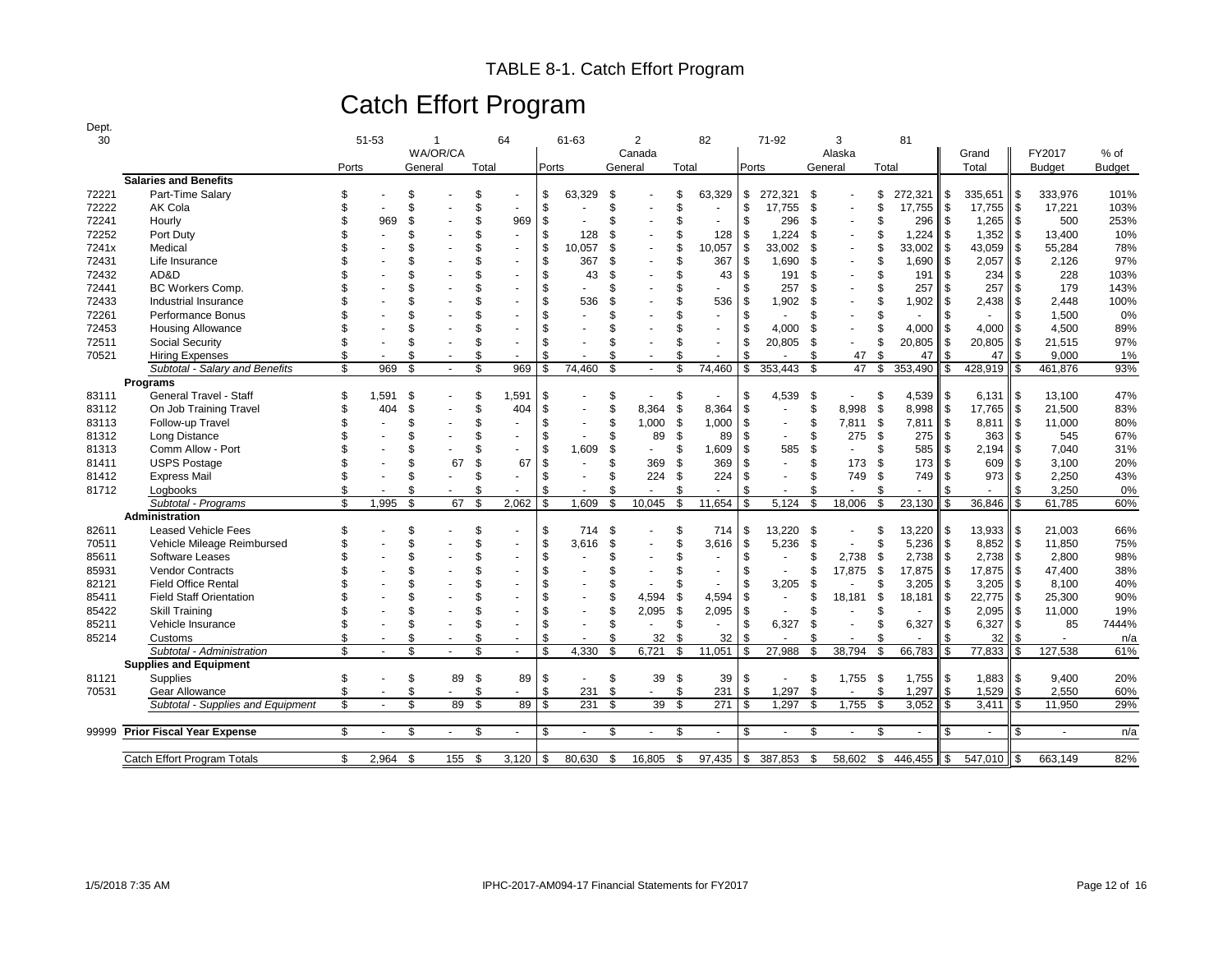TABLE 8-1. Catch Effort Program

# Catch Effort Program

| Dept. 30 | | 51-53 | 1 | 64 | 61-63 | 2 | 82 | 71-92 | 3 | 81 | | | |
|---|---|---|---|---|---|---|---|---|---|---|---|---|---|
| | | WA/OR/CA | | | Canada | | | Alaska | | | Grand | FY2017 | % of |
| | | Ports | General | Total | Ports | General | Total | Ports | General | Total | Total | Budget | Budget |
| | **Salaries and Benefits** | | | | | | | | | | | | |
| 72221 | Part-Time Salary | $ - | $ - | $ - | $ 63,329 | $ - | $ 63,329 | $ 272,321 | $ - | $ 272,321 | $ 335,651 | $ 333,976 | 101% |
| 72222 | AK Cola | $ - | $ - | $ - | $ - | $ - | $ - | $ 17,755 | $ - | $ 17,755 | $ 17,755 | $ 17,221 | 103% |
| 72241 | Hourly | $ 969 | $ - | $ 969 | $ - | $ - | $ - | $ 296 | $ - | $ 296 | $ 1,265 | $ 500 | 253% |
| 72252 | Port Duty | $ - | $ - | $ - | $ 128 | $ - | $ 128 | $ 1,224 | $ - | $ 1,224 | $ 1,352 | $ 13,400 | 10% |
| 7241x | Medical | $ - | $ - | $ - | $ 10,057 | $ - | $ 10,057 | $ 33,002 | $ - | $ 33,002 | $ 43,059 | $ 55,284 | 78% |
| 72431 | Life Insurance | $ - | $ - | $ - | $ 367 | $ - | $ 367 | $ 1,690 | $ - | $ 1,690 | $ 2,057 | $ 2,126 | 97% |
| 72432 | AD&D | $ - | $ - | $ - | $ 43 | $ - | $ 43 | $ 191 | $ - | $ 191 | $ 234 | $ 228 | 103% |
| 72441 | BC Workers Comp. | $ - | $ - | $ - | $ - | $ - | $ - | $ 257 | $ - | $ 257 | $ 257 | $ 179 | 143% |
| 72433 | Industrial Insurance | $ - | $ - | $ - | $ 536 | $ - | $ 536 | $ 1,902 | $ - | $ 1,902 | $ 2,438 | $ 2,448 | 100% |
| 72261 | Performance Bonus | $ - | $ - | $ - | $ - | $ - | $ - | $ - | $ - | $ - | $ - | $ 1,500 | 0% |
| 72453 | Housing Allowance | $ - | $ - | $ - | $ - | $ - | $ - | $ 4,000 | $ - | $ 4,000 | $ 4,000 | $ 4,500 | 89% |
| 72511 | Social Security | $ - | $ - | $ - | $ - | $ - | $ - | $ 20,805 | $ - | $ 20,805 | $ 20,805 | $ 21,515 | 97% |
| 70521 | Hiring Expenses | $ - | $ - | $ - | $ - | $ - | $ - | $ - | $ 47 | $ 47 | $ 47 | $ 9,000 | 1% |
| | *Subtotal - Salary and Benefits* | $ 969 | $ - | $ 969 | $ 74,460 | $ - | $ 74,460 | $ 353,443 | $ 47 | $ 353,490 | $ 428,919 | $ 461,876 | 93% |
| | **Programs** | | | | | | | | | | | | |
| 83111 | General Travel - Staff | $ 1,591 | $ - | $ 1,591 | $ - | $ - | $ - | $ 4,539 | $ - | $ 4,539 | $ 6,131 | $ 13,100 | 47% |
| 83112 | On Job Training Travel | $ 404 | $ - | $ 404 | $ - | $ 8,364 | $ 8,364 | $ - | $ 8,998 | $ 8,998 | $ 17,765 | $ 21,500 | 83% |
| 83113 | Follow-up Travel | $ - | $ - | $ - | $ - | $ 1,000 | $ 1,000 | $ - | $ 7,811 | $ 7,811 | $ 8,811 | $ 11,000 | 80% |
| 81312 | Long Distance | $ - | $ - | $ - | $ - | $ 89 | $ 89 | $ - | $ 275 | $ 275 | $ 363 | $ 545 | 67% |
| 81313 | Comm Allow - Port | $ - | $ - | $ - | $ 1,609 | $ - | $ 1,609 | $ 585 | $ - | $ 585 | $ 2,194 | $ 7,040 | 31% |
| 81411 | USPS Postage | $ - | $ 67 | $ 67 | $ - | $ 369 | $ 369 | $ - | $ 173 | $ 173 | $ 609 | $ 3,100 | 20% |
| 81412 | Express Mail | $ - | $ - | $ - | $ - | $ 224 | $ 224 | $ - | $ 749 | $ 749 | $ 973 | $ 2,250 | 43% |
| 81712 | Logbooks | $ - | $ - | $ - | $ - | $ - | $ - | $ - | $ - | $ - | $ - | $ 3,250 | 0% |
| | *Subtotal - Programs* | $ 1,995 | $ 67 | $ 2,062 | $ 1,609 | $ 10,045 | $ 11,654 | $ 5,124 | $ 18,006 | $ 23,130 | $ 36,846 | $ 61,785 | 60% |
| | **Administration** | | | | | | | | | | | | |
| 82611 | Leased Vehicle Fees | $ - | $ - | $ - | $ 714 | $ - | $ 714 | $ 13,220 | $ - | $ 13,220 | $ 13,933 | $ 21,003 | 66% |
| 70511 | Vehicle Mileage Reimbursed | $ - | $ - | $ - | $ 3,616 | $ - | $ 3,616 | $ 5,236 | $ - | $ 5,236 | $ 8,852 | $ 11,850 | 75% |
| 85611 | Software Leases | $ - | $ - | $ - | $ - | $ - | $ - | $ - | $ 2,738 | $ 2,738 | $ 2,738 | $ 2,800 | 98% |
| 85931 | Vendor Contracts | $ - | $ - | $ - | $ - | $ - | $ - | $ - | $ 17,875 | $ 17,875 | $ 17,875 | $ 47,400 | 38% |
| 82121 | Field Office Rental | $ - | $ - | $ - | $ - | $ - | $ - | $ 3,205 | $ - | $ 3,205 | $ 3,205 | $ 8,100 | 40% |
| 85411 | Field Staff Orientation | $ - | $ - | $ - | $ - | $ 4,594 | $ 4,594 | $ - | $ 18,181 | $ 18,181 | $ 22,775 | $ 25,300 | 90% |
| 85422 | Skill Training | $ - | $ - | $ - | $ - | $ 2,095 | $ 2,095 | $ - | $ - | $ - | $ 2,095 | $ 11,000 | 19% |
| 85211 | Vehicle Insurance | $ - | $ - | $ - | $ - | $ - | $ - | $ 6,327 | $ - | $ 6,327 | $ 6,327 | $ 85 | 7444% |
| 85214 | Customs | $ - | $ - | $ - | $ - | $ 32 | $ 32 | $ - | $ - | $ - | $ 32 | $ - | n/a |
| | *Subtotal - Administration* | $ - | $ - | $ - | $ 4,330 | $ 6,721 | $ 11,051 | $ 27,988 | $ 38,794 | $ 66,783 | $ 77,833 | $ 127,538 | 61% |
| | **Supplies and Equipment** | | | | | | | | | | | | |
| 81121 | Supplies | $ - | $ 89 | $ 89 | $ - | $ 39 | $ 39 | $ - | $ 1,755 | $ 1,755 | $ 1,883 | $ 9,400 | 20% |
| 70531 | Gear Allowance | $ - | $ - | $ - | $ 231 | $ - | $ 231 | $ 1,297 | $ - | $ 1,297 | $ 1,529 | $ 2,550 | 60% |
| | *Subtotal - Supplies and Equipment* | $ - | $ 89 | $ 89 | $ 231 | $ 39 | $ 271 | $ 1,297 | $ 1,755 | $ 3,052 | $ 3,411 | $ 11,950 | 29% |
| 99999 | **Prior Fiscal Year Expense** | $ - | $ - | $ - | $ - | $ - | $ - | $ - | $ - | $ - | $ - | $ - | n/a |
| | Catch Effort Program Totals | $ 2,964 | $ 155 | $ 3,120 | $ 80,630 | $ 16,805 | $ 97,435 | $ 387,853 | $ 58,602 | $ 446,455 | $ 547,010 | $ 663,149 | 82% |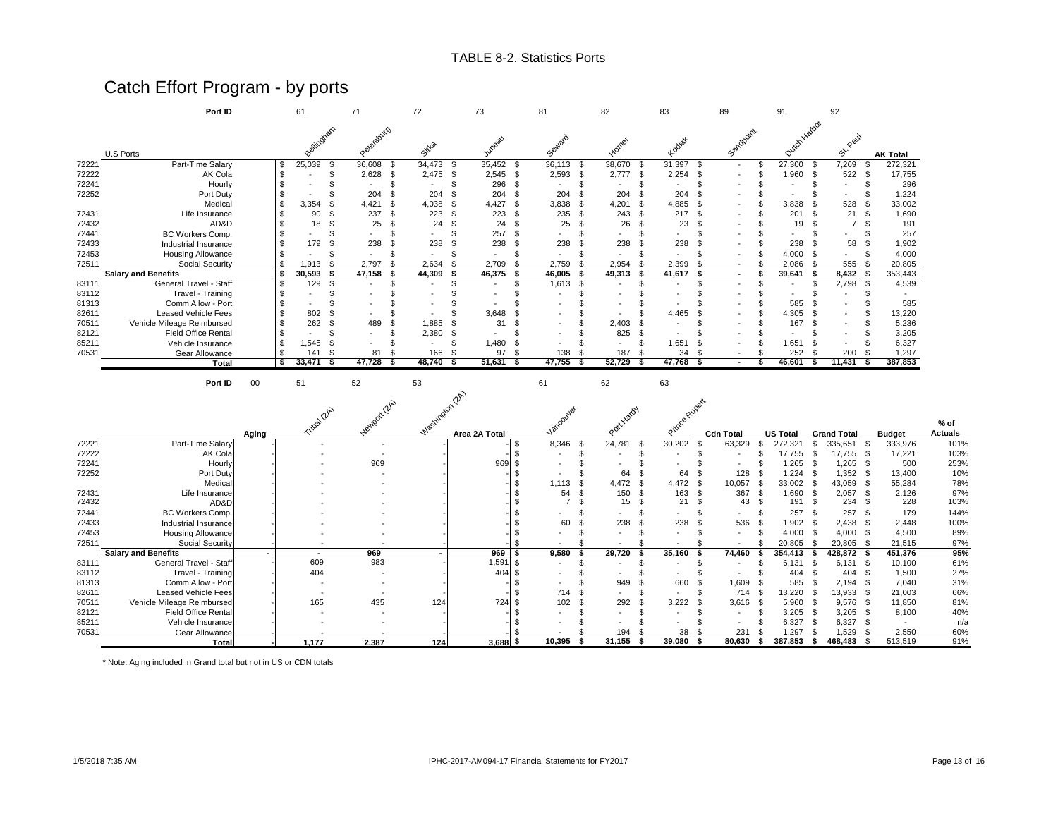TABLE 8-2. Statistics Ports

# Catch Effort Program - by ports

| | Port ID | 61 | 71 | 72 | 73 | 81 | 82 | 83 | 89 | 91 | 92 | |
|---|---|---|---|---|---|---|---|---|---|---|---|---|
| | U.S Ports | Bellingham | Petersburg | Sitka | Juneau | Seward | Homer | Kodiak | Sandpoint | Dutch Harbor | St. Paul | AK Total |
| 72221 | Part-Time Salary | $ 25,039 | $ 36,608 | $ 34,473 | $ 35,452 | $ 36,113 | $ 38,670 | $ 31,397 | $ - | $ 27,300 | $ 7,269 | $ 272,321 |
| 72222 | AK Cola | $ - | $ 2,628 | $ 2,475 | $ 2,545 | $ 2,593 | $ 2,777 | $ 2,254 | $ - | $ 1,960 | $ 522 | $ 17,755 |
| 72241 | Hourly | $ - | $ - | $ - | $ 296 | $ - | $ - | $ - | $ - | $ - | $ - | $ 296 |
| 72252 | Port Duty | $ - | $ 204 | $ 204 | $ 204 | $ 204 | $ 204 | $ 204 | $ - | $ - | $ - | $ 1,224 |
| | Medical | $ 3,354 | $ 4,421 | $ 4,038 | $ 4,427 | $ 3,838 | $ 4,201 | $ 4,885 | $ - | $ 3,838 | $ 528 | $ 33,002 |
| 72431 | Life Insurance | $ 90 | $ 237 | $ 223 | $ 223 | $ 235 | $ 243 | $ 217 | $ - | $ 201 | $ 21 | $ 1,690 |
| 72432 | AD&D | $ 18 | $ 25 | $ 24 | $ 24 | $ 25 | $ 26 | $ 23 | $ - | $ 19 | $ 7 | $ 191 |
| 72441 | BC Workers Comp. | $ - | $ - | $ - | $ 257 | $ - | $ - | $ - | $ - | $ - | $ - | $ 257 |
| 72433 | Industrial Insurance | $ 179 | $ 238 | $ 238 | $ 238 | $ 238 | $ 238 | $ 238 | $ - | $ 238 | $ 58 | $ 1,902 |
| 72453 | Housing Allowance | $ - | $ - | $ - | $ - | $ - | $ - | $ - | $ - | $ 4,000 | $ - | $ 4,000 |
| 72511 | Social Security | $ 1,913 | $ 2,797 | $ 2,634 | $ 2,709 | $ 2,759 | $ 2,954 | $ 2,399 | $ - | $ 2,086 | $ 555 | $ 20,805 |
| | **Salary and Benefits** | **$ 30,593** | **$ 47,158** | **$ 44,309** | **$ 46,375** | **$ 46,005** | **$ 49,313** | **$ 41,617** | **$ -** | **$ 39,641** | **$ 8,432** | **$ 353,443** |
| 83111 | General Travel - Staff | $ 129 | $ - | $ - | $ - | $ 1,613 | $ - | $ - | $ - | $ - | $ 2,798 | $ 4,539 |
| 83112 | Travel - Training | $ - | $ - | $ - | $ - | $ - | $ - | $ - | $ - | $ - | $ - | $ - |
| 81313 | Comm Allow - Port | $ - | $ - | $ - | $ - | $ - | $ - | $ - | $ - | $ 585 | $ - | $ 585 |
| 82611 | Leased Vehicle Fees | $ 802 | $ - | $ - | $ 3,648 | $ - | $ - | $ 4,465 | $ - | $ 4,305 | $ - | $ 13,220 |
| 70511 | Vehicle Mileage Reimbursed | $ 262 | $ 489 | $ 1,885 | $ 31 | $ - | $ 2,403 | $ - | $ - | $ 167 | $ - | $ 5,236 |
| 82121 | Field Office Rental | $ - | $ - | $ 2,380 | $ - | $ - | $ 825 | $ - | $ - | $ - | $ - | $ 3,205 |
| 85211 | Vehicle Insurance | $ 1,545 | $ - | $ - | $ 1,480 | $ - | $ - | $ 1,651 | $ - | $ 1,651 | $ - | $ 6,327 |
| 70531 | Gear Allowance | $ 141 | $ 81 | $ 166 | $ 97 | $ 138 | $ 187 | $ 34 | $ - | $ 252 | $ 200 | $ 1,297 |
| | **Total** | **$ 33,471** | **$ 47,728** | **$ 48,740** | **$ 51,631** | **$ 47,755** | **$ 52,729** | **$ 47,768** | **$ -** | **$ 46,601** | **$ 11,431** | **$ 387,853** |

| | Port ID | 00 | 51 | 52 | 53 | | 61 | 62 | 63 | | | | | |
|---|---|---|---|---|---|---|---|---|---|---|---|---|---|---|
| | | Aging | Tribal (2A) | Newport (2A) | Washington (2A) | Area 2A Total | Vancouver | Port Hardy | Prince Rupert | Cdn Total | US Total | Grand Total | Budget | % of Actuals |
| 72221 | Part-Time Salary | - | - | - | - | - | $ 8,346 | $ 24,781 | $ 30,202 | $ 63,329 | $ 272,321 | $ 335,651 | $ 333,976 | 101% |
| 72222 | AK Cola | - | - | - | - | - | $ - | $ - | $ - | $ - | $ 17,755 | $ 17,755 | $ 17,221 | 103% |
| 72241 | Hourly | - | - | 969 | - | 969 | $ - | $ - | $ - | $ - | $ 1,265 | $ 1,265 | $ 500 | 253% |
| 72252 | Port Duty | - | - | - | - | - | $ - | $ 64 | $ 64 | $ 128 | $ 1,224 | $ 1,352 | $ 13,400 | 10% |
| | Medical | - | - | - | - | - | $ 1,113 | $ 4,472 | $ 4,472 | $ 10,057 | $ 33,002 | $ 43,059 | $ 55,284 | 78% |
| 72431 | Life Insurance | - | - | - | - | - | $ 54 | $ 150 | $ 163 | $ 367 | $ 1,690 | $ 2,057 | $ 2,126 | 97% |
| 72432 | AD&D | - | - | - | - | - | $ 7 | $ 15 | $ 21 | $ 43 | $ 191 | $ 234 | $ 228 | 103% |
| 72441 | BC Workers Comp. | - | - | - | - | - | $ - | $ - | $ - | $ - | $ 257 | $ 257 | $ 179 | 144% |
| 72433 | Industrial Insurance | - | - | - | - | - | $ 60 | $ 238 | $ 238 | $ 536 | $ 1,902 | $ 2,438 | $ 2,448 | 100% |
| 72453 | Housing Allowance | - | - | - | - | - | $ - | $ - | $ - | $ - | $ 4,000 | $ 4,000 | $ 4,500 | 89% |
| 72511 | Social Security | - | - | - | - | - | $ - | $ - | $ - | $ - | $ 20,805 | $ 20,805 | $ 21,515 | 97% |
| | **Salary and Benefits** | **-** | **-** | **969** | **-** | **969** | **$ 9,580** | **$ 29,720** | **$ 35,160** | **$ 74,460** | **$ 354,413** | **$ 428,872** | **$ 451,376** | **95%** |
| 83111 | General Travel - Staff | - | 609 | 983 | - | 1,591 | $ - | $ - | $ - | $ - | $ 6,131 | $ 6,131 | $ 10,100 | 61% |
| 83112 | Travel - Training | - | 404 | - | - | 404 | $ - | $ - | $ - | $ - | $ 404 | $ 404 | $ 1,500 | 27% |
| 81313 | Comm Allow - Port | - | - | - | - | - | $ - | $ 949 | $ 660 | $ 1,609 | $ 585 | $ 2,194 | $ 7,040 | 31% |
| 82611 | Leased Vehicle Fees | - | - | - | - | - | $ 714 | $ - | $ - | $ 714 | $ 13,220 | $ 13,933 | $ 21,003 | 66% |
| 70511 | Vehicle Mileage Reimbursed | - | 165 | 435 | 124 | 724 | $ 102 | $ 292 | $ 3,222 | $ 3,616 | $ 5,960 | $ 9,576 | $ 11,850 | 81% |
| 82121 | Field Office Rental | - | - | - | - | - | $ - | $ - | $ - | $ - | $ 3,205 | $ 3,205 | $ 8,100 | 40% |
| 85211 | Vehicle Insurance | - | - | - | - | - | $ - | $ - | $ - | $ - | $ 6,327 | $ 6,327 | $ - | n/a |
| 70531 | Gear Allowance | - | - | - | - | - | $ - | $ 194 | $ 38 | $ 231 | $ 1,297 | $ 1,529 | $ 2,550 | 60% |
| | **Total** | **-** | **1,177** | **2,387** | **124** | **3,688** | **$ 10,395** | **$ 31,155** | **$ 39,080** | **$ 80,630** | **$ 387,853** | **$ 468,483** | **$ 513,519** | **91%** |

\* Note: Aging included in Grand total but not in US or CDN totals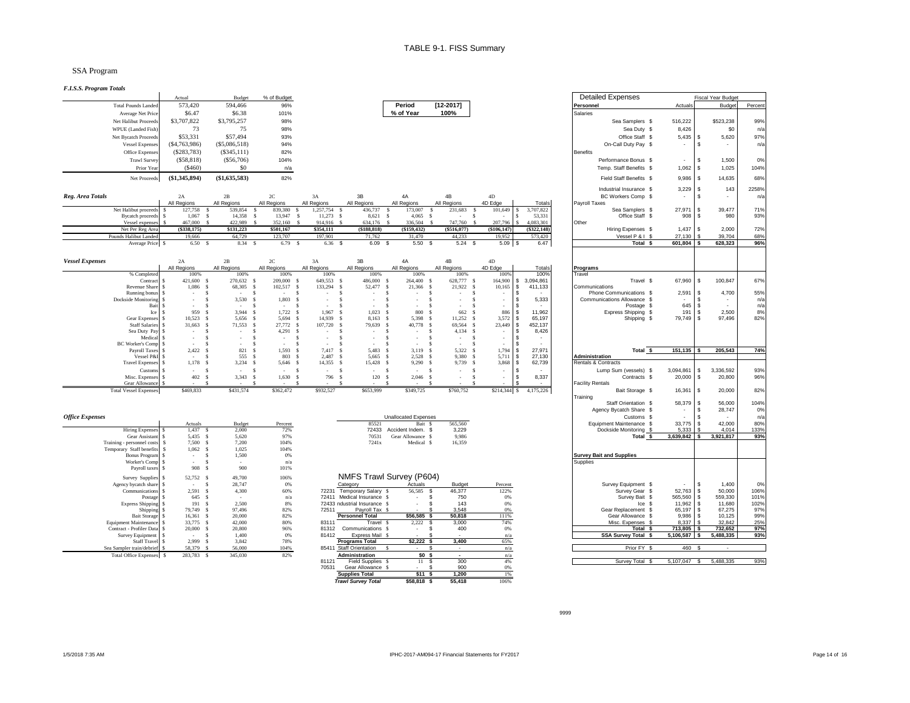# TABLE 9-1. FISS Summary

## SSA Program

### F.I.S.S. Program Totals

| | Actual | Budget | % of Budget |
|---|---|---|---|
| Total Pounds Landed | 573,420 | 594,466 | 96% |
| Average Net Price | $6.47 | $6.38 | 101% |
| Net Halibut Proceeds | $3,707,822 | $3,795,257 | 98% |
| WPUE (Landed Fish) | 73 | 75 | 98% |
| Net Bycatch Proceeds | $53,331 | $57,494 | 93% |
| Vessel Expenses | ($4,763,986) | ($5,086,518) | 94% |
| Office Expenses | ($283,783) | ($345,111) | 82% |
| Trawl Survey | ($58,818) | ($56,706) | 104% |
| Prior Year | ($460) | $0 | n/a |
| Net Proceeds | ($1,345,894) | ($1,635,583) | 82% |

| Period | [12-2017] |
|---|---|
| % of Year | 100% |

### Reg. Area Totals

| | 2A | 2B | 2C | 3A | 3B | 4A | 4B | 4D | |
|---|---|---|---|---|---|---|---|---|---|
| | All Regions | All Regions | All Regions | All Regions | All Regions | All Regions | All Regions | 4D Edge | Totals |
| Net Halibut proceeds | $ 127,758 | $ 539,854 | $ 839,380 | $ 1,257,754 | $ 436,737 | $ 173,007 | $ 231,683 | $ 101,649 | $ 3,707,822 |
| Bycatch proceeds | $ 1,067 | $ 14,358 | $ 13,947 | $ 11,273 | $ 8,621 | $ 4,065 | $ - | $ - | $ 53,331 |
| Vessel expenses | $ 467,000 | $ 422,989 | $ 352,160 | $ 914,916 | $ 634,176 | $ 336,504 | $ 747,760 | $ 207,796 | $ 4,083,301 |
| Net Per Reg Area | ($338,175) | $131,223 | $501,167 | $354,111 | ($188,818) | ($159,432) | ($516,077) | ($106,147) | ($322,148) |
| Pounds Halibut Landed | 19,666 | 64,729 | 123,707 | 197,901 | 71,762 | 31,470 | 44,233 | 19,952 | 573,420 |
| Average Price | $ 6.50 | $ 8.34 | $ 6.79 | $ 6.36 | $ 6.09 | $ 5.50 | $ 5.24 | $ 5.09 | $ 6.47 |

### Vessel Expenses

| | 2A | 2B | 2C | 3A | 3B | 4A | 4B | 4D | |
|---|---|---|---|---|---|---|---|---|---|
| | All Regions | All Regions | All Regions | All Regions | All Regions | All Regions | All Regions | 4D Edge | Totals |
| % Completed | 100% | 100% | 100% | 100% | 100% | 100% | 100% | 100% | 100% |
| Contract | $ 421,600 | $ 270,632 | $ 209,000 | $ 649,553 | $ 486,000 | $ 264,400 | $ 628,777 | $ 164,900 | $ 3,094,861 |
| Revenue Share | $ 1,086 | $ 68,305 | $ 102,517 | $ 133,294 | $ 52,477 | $ 21,366 | $ 21,922 | $ 10,165 | $ 411,133 |
| Running bonus | $ - | $ - | $ - | $ - | $ - | $ - | $ - | $ - | $ - |
| Dockside Monitoring | $ - | $ 3,530 | $ 1,803 | $ - | $ - | $ - | $ - | $ - | $ 5,333 |
| Bait | $ - | $ - | $ - | $ - | $ - | $ - | $ - | $ - | $ - |
| Ice | $ 959 | $ 3,944 | $ 1,722 | $ 1,967 | $ 1,023 | $ 800 | $ 662 | $ 886 | $ 11,962 |
| Gear Expenses | $ 10,523 | $ 5,656 | $ 5,694 | $ 14,939 | $ 8,163 | $ 5,398 | $ 11,252 | $ 3,572 | $ 65,197 |
| Staff Salaries | $ 31,663 | $ 71,553 | $ 27,772 | $ 107,720 | $ 79,639 | $ 40,778 | $ 69,564 | $ 23,449 | $ 452,137 |
| Sea Duty Pay | $ - | $ - | $ 4,291 | $ - | $ - | $ - | $ 4,134 | $ - | $ 8,426 |
| Medical | $ - | $ - | $ - | $ - | $ - | $ - | $ - | $ - | $ - |
| BC Worker's Comp | $ - | $ - | $ - | $ - | $ - | $ - | $ - | $ - | $ - |
| Payroll Taxes | $ 2,422 | $ 821 | $ 1,593 | $ 7,417 | $ 5,483 | $ 3,119 | $ 5,322 | $ 1,794 | $ 27,971 |
| Vessel P&I | $ - | $ 555 | $ 803 | $ 2,487 | $ 5,665 | $ 2,528 | $ 9,380 | $ 5,711 | $ 27,130 |
| Travel Expenses | $ 1,178 | $ 3,234 | $ 5,646 | $ 14,355 | $ 15,428 | $ 9,290 | $ 9,739 | $ 3,868 | $ 62,739 |
| Customs | $ - | $ - | $ - | $ - | $ - | $ - | $ - | $ - | $ - |
| Misc. Expenses | $ 402 | $ 3,343 | $ 1,630 | $ 796 | $ 120 | $ 2,046 | $ - | $ - | $ 8,337 |
| Gear Allowance | $ - | $ - | $ - | $ - | $ - | $ - | $ - | $ - | $ - |
| Total Vessel Expenses | $469,833 | $431,574 | $362,472 | $932,527 | $653,999 | $349,725 | $760,752 | $214,344 | $ 4,175,226 |

### Office Expenses

| | Actuals | Budget | Percent |
|---|---|---|---|
| Hiring Expenses | $ 1,437 | $ 2,000 | 72% |
| Gear Assistant | $ 5,435 | $ 5,620 | 97% |
| Training - personnel costs | $ 7,500 | $ 7,200 | 104% |
| Temporary Staff benefits | $ 1,062 | $ 1,025 | 104% |
| Bonus Program | $ - | $ 1,500 | 0% |
| Worker's Comp | $ - | $ - | n/a |
| Payroll taxes | $ 908 | $ 900 | 101% |
| Survey Supplies | $ 52,752 | $ 49,700 | 106% |
| Agency bycatch share | $ - | $ 28,747 | 0% |
| Communications | $ 2,591 | $ 4,300 | 60% |
| Postage | $ 645 | $ - | n/a |
| Express Shipping | $ 191 | $ 2,500 | 8% |
| Shipping | $ 79,749 | $ 97,496 | 82% |
| Bait Storage | $ 16,361 | $ 20,000 | 82% |
| Equipment Maintenance | $ 33,775 | $ 42,000 | 80% |
| Contract - Profiler Data | $ 20,000 | $ 20,800 | 96% |
| Survey Equipment | $ - | $ 1,400 | 0% |
| Staff Travel | $ 2,999 | $ 3,842 | 78% |
| Sea Sampler train/debrief | $ 58,379 | $ 56,000 | 104% |
| Total Office Expenses | $ 283,783 | $ 345,030 | 82% |

### Unallocated Expenses

| | | |
|---|---|---|
| 85521 | Bait | $ 565,560 |
| 72433 | Accident Indem. | $ 3,229 |
| 70531 | Gear Allowance | $ 9,986 |
| 7241x | Medical | $ 16,359 |

### NMFS Trawl Survey (P604)

| | Category | Actuals | Budget | Percent |
|---|---|---|---|---|
| 72231 | Temporary Salary | $ 56,585 | $ 46,377 | 122% |
| 72411 | Medical Insurance | $ - | $ 750 | 0% |
| 72433 | ndustrial Insurance | $ - | $ 143 | 0% |
| 72511 | Payroll Tax | $ - | $ 3,548 | 0% |
| | **Personnel Total** | **$56,585** | **$ 50,818** | **111%** |
| 83111 | Travel | $ 2,222 | $ 3,000 | 74% |
| 81312 | Communications | $ - | $ 400 | 0% |
| 81412 | Express Mail | $ - | $ - | n/a |
| | **Programs Total** | **$2,222** | **$ 3,400** | **65%** |
| 85411 | Staff Orientation | $ - | $ - | n/a |
| | **Administration** | **$0** | **$ -** | **n/a** |
| 81121 | Field Supplies | $ 11 | $ 300 | 4% |
| 70531 | Gear Allowance | $ - | $ 900 | 0% |
| | **Supplies Total** | **$11** | **$ 1,200** | **1%** |
| | ***Trawl Survey Total*** | **$58,818** | **$ 55,418** | **106%** |

### Detailed Expenses

| | Actuals | Fiscal Year Budget | Percent |
|---|---|---|---|
| **Personnel** | | | |
| Salaries | | | |
| Sea Samplers | $ 516,222 | $523,238 | 99% |
| Sea Duty | $ 8,426 | $0 | n/a |
| Office Staff | $ 5,435 | $ 5,620 | 97% |
| On-Call Duty Pay | $ - | $ - | n/a |
| Benefits | | | |
| Performance Bonus | $ - | $ 1,500 | 0% |
| Temp. Staff Benefits | $ 1,062 | $ 1,025 | 104% |
| Field Staff Benefits | $ 9,986 | $ 14,635 | 68% |
| Industrial Insurance | $ 3,229 | $ 143 | 2258% |
| BC Workers Comp | $ - | $ - | n/a |
| Payroll Taxes | | | |
| Sea Samplers | $ 27,971 | $ 39,477 | 71% |
| Office Staff | $ 908 | $ 980 | 93% |
| Other | | | |
| Hiring Expenses | $ 1,437 | $ 2,000 | 72% |
| Vessel P & I | $ 27,130 | $ 39,704 | 68% |
| **Total** | **$ 601,804** | **$ 628,323** | **96%** |
| **Programs** | | | |
| Travel | | | |
| Travel | $ 67,960 | $ 100,847 | 67% |
| Communications | | | |
| Phone Communications | $ 2,591 | $ 4,700 | 55% |
| Communications Allowance | $ - | $ - | n/a |
| Postage | $ 645 | $ - | n/a |
| Express Shipping | $ 191 | $ 2,500 | 8% |
| Shipping | $ 79,749 | $ 97,496 | 82% |
| **Total** | **$ 151,135** | **$ 205,543** | **74%** |
| **Administration** | | | |
| Rentals & Contracts | | | |
| Lump Sum (vessels) | $ 3,094,861 | $ 3,336,592 | 93% |
| Contracts | $ 20,000 | $ 20,800 | 96% |
| Facility Rentals | | | |
| Bait Storage | $ 16,361 | $ 20,000 | 82% |
| Training | | | |
| Staff Orientation | $ 58,379 | $ 56,000 | 104% |
| Agency Bycatch Share | $ - | $ 28,747 | 0% |
| Customs | $ - | $ - | n/a |
| Equipment Maintenance | $ 33,775 | $ 42,000 | 80% |
| Dockside Monitoring | $ 5,333 | $ 4,014 | 133% |
| **Total** | **$ 3,639,842** | **$ 3,921,817** | **93%** |
| **Survey Bait and Supplies** | | | |
| Supplies | | | |
| Survey Equipment | $ - | $ 1,400 | 0% |
| Survey Gear | $ 52,763 | $ 50,000 | 106% |
| Survey Bait | $ 565,560 | $ 559,330 | 101% |
| Ice | $ 11,962 | $ 11,680 | 102% |
| Gear Replacement | $ 65,197 | $ 67,275 | 97% |
| Gear Allowance | $ 9,986 | $ 10,125 | 99% |
| Misc. Expenses | $ 8,337 | $ 32,842 | 25% |
| **Total** | **$ 713,805** | **$ 732,652** | **97%** |
| **SSA Survey Total** | **$ 5,106,587** | **$ 5,488,335** | **93%** |
| Prior FY | $ 460 | $ - | |
| Survey Total | $ 5,107,047 | $ 5,488,335 | 93% |

9999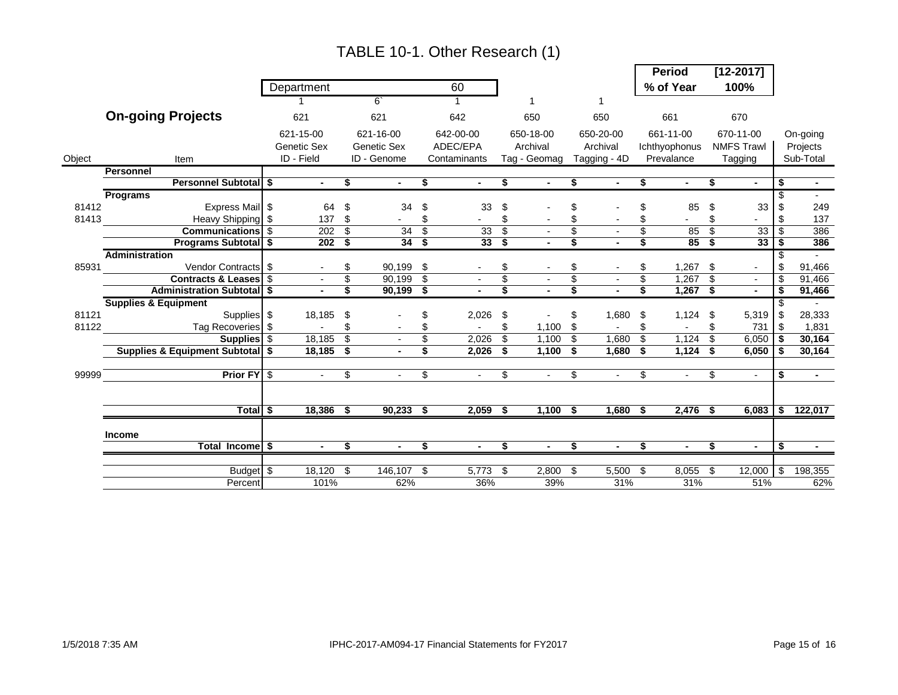# TABLE 10-1. Other Research (1)

| | | Department | 60 | | | | Period | [12-2017] | |
|---|---|---|---|---|---|---|---|---|---|
| | | | | | | | % of Year | 100% | |
| | | 1 | 6` | 1 | 1 | 1 | | | |
| | **On-going Projects** | 621 | 621 | 642 | 650 | 650 | 661 | 670 | |
| | | 621-15-00 | 621-16-00 | 642-00-00 | 650-18-00 | 650-20-00 | 661-11-00 | 670-11-00 | On-going |
| | | Genetic Sex | Genetic Sex | ADEC/EPA | Archival | Archival | Ichthyophonus | NMFS Trawl | Projects |
| Object | Item | ID - Field | ID - Genome | Contaminants | Tag - Geomag | Tagging - 4D | Prevalance | Tagging | Sub-Total |
| | **Personnel** | | | | | | | | |
| | **Personnel Subtotal** | **$ -** | **$ -** | **$ -** | **$ -** | **$ -** | **$ -** | **$ -** | **$ -** |
| | **Programs** | | | | | | | | $ - |
| 81412 | Express Mail | $ 64 | $ 34 | $ 33 | $ - | $ - | $ 85 | $ 33 | $ 249 |
| 81413 | Heavy Shipping | $ 137 | $ - | $ - | $ - | $ - | $ - | $ - | $ 137 |
| | **Communications** | $ 202 | $ 34 | $ 33 | $ - | $ - | $ 85 | $ 33 | $ 386 |
| | **Programs Subtotal** | **$ 202** | **$ 34** | **$ 33** | **$ -** | **$ -** | **$ 85** | **$ 33** | **$ 386** |
| | **Administration** | | | | | | | | $ - |
| 85931 | Vendor Contracts | $ - | $ 90,199 | $ - | $ - | $ - | $ 1,267 | $ - | $ 91,466 |
| | **Contracts & Leases** | $ - | $ 90,199 | $ - | $ - | $ - | $ 1,267 | $ - | $ 91,466 |
| | **Administration Subtotal** | **$ -** | **$ 90,199** | **$ -** | **$ -** | **$ -** | **$ 1,267** | **$ -** | **$ 91,466** |
| | **Supplies & Equipment** | | | | | | | | $ - |
| 81121 | Supplies | $ 18,185 | $ - | $ 2,026 | $ - | $ 1,680 | $ 1,124 | $ 5,319 | $ 28,333 |
| 81122 | Tag Recoveries | $ - | $ - | $ - | $ 1,100 | $ - | $ - | $ 731 | $ 1,831 |
| | **Supplies** | $ 18,185 | $ - | $ 2,026 | $ 1,100 | $ 1,680 | $ 1,124 | $ 6,050 | **$ 30,164** |
| | **Supplies & Equipment Subtotal** | **$ 18,185** | **$ -** | **$ 2,026** | **$ 1,100** | **$ 1,680** | **$ 1,124** | **$ 6,050** | **$ 30,164** |
| 99999 | **Prior FY** | $ - | $ - | $ - | $ - | $ - | $ - | $ - | **$ -** |
| | **Total** | **$ 18,386** | **$ 90,233** | **$ 2,059** | **$ 1,100** | **$ 1,680** | **$ 2,476** | **$ 6,083** | **$ 122,017** |
| | **Income** | | | | | | | | |
| | **Total Income** | **$ -** | **$ -** | **$ -** | **$ -** | **$ -** | **$ -** | **$ -** | **$ -** |
| | Budget | $ 18,120 | $ 146,107 | $ 5,773 | $ 2,800 | $ 5,500 | $ 8,055 | $ 12,000 | $ 198,355 |
| | Percent | 101% | 62% | 36% | 39% | 31% | 31% | 51% | 62% |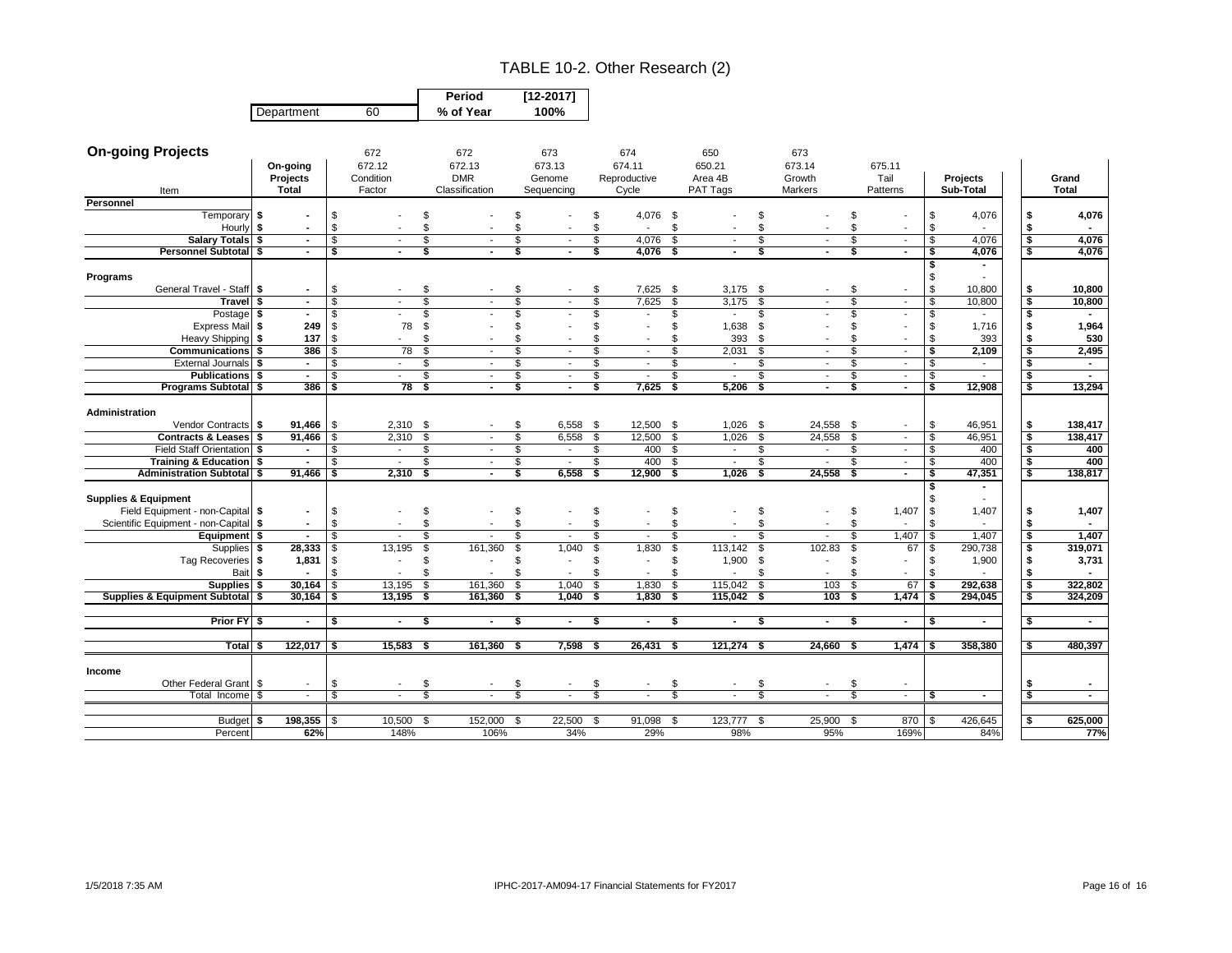# TABLE 10-2. Other Research (2)

| Department | 60 | Period | [12-2017] |
|---|---|---|---|
| | | % of Year | 100% |

## On-going Projects

| Item | On-going Projects Total | 672 672.12 Condition Factor | 672 672.13 DMR Classification | 673 673.13 Genome Sequencing | 674 674.11 Reproductive Cycle | 650 650.21 Area 4B PAT Tags | 673 673.14 Growth Markers | 675.11 Tail Patterns | Projects Sub-Total | Grand Total |
|---|---|---|---|---|---|---|---|---|---|---|
| **Personnel** | | | | | | | | | | |
| Temporary | $ - | $ - | $ - | $ - | $ 4,076 | $ - | $ - | $ - | $ 4,076 | $ 4,076 |
| Hourly | $ - | $ - | $ - | $ - | $ - | $ - | $ - | $ - | $ - | $ - |
| **Salary Totals** | $ - | $ - | $ - | $ - | $ 4,076 | $ - | $ - | $ - | $ 4,076 | $ 4,076 |
| **Personnel Subtotal** | $ - | $ - | $ - | $ - | $ 4,076 | $ - | $ - | $ - | $ 4,076 | $ 4,076 |
| | | | | | | | | | $ - | |
| **Programs** | | | | | | | | | $ - | |
| General Travel - Staff | $ - | $ - | $ - | $ - | $ 7,625 | $ 3,175 | $ - | $ - | $ 10,800 | $ 10,800 |
| **Travel** | $ - | $ - | $ - | $ - | $ 7,625 | $ 3,175 | $ - | $ - | $ 10,800 | $ 10,800 |
| Postage | $ - | $ - | $ - | $ - | $ - | $ - | $ - | $ - | $ - | $ - |
| Express Mail | $ 249 | $ 78 | $ - | $ - | $ - | $ 1,638 | $ - | $ - | $ 1,716 | $ 1,964 |
| Heavy Shipping | $ 137 | $ - | $ - | $ - | $ - | $ 393 | $ - | $ - | $ 393 | $ 530 |
| **Communications** | $ 386 | $ 78 | $ - | $ - | $ - | $ 2,031 | $ - | $ - | $ 2,109 | $ 2,495 |
| External Journals | $ - | $ - | $ - | $ - | $ - | $ - | $ - | $ - | $ - | $ - |
| **Publications** | $ - | $ - | $ - | $ - | $ - | $ - | $ - | $ - | $ - | $ - |
| **Programs Subtotal** | $ 386 | $ 78 | $ - | $ - | $ 7,625 | $ 5,206 | $ - | $ - | $ 12,908 | $ 13,294 |
| **Administration** | | | | | | | | | | |
| Vendor Contracts | $ 91,466 | $ 2,310 | $ - | $ 6,558 | $ 12,500 | $ 1,026 | $ 24,558 | $ - | $ 46,951 | $ 138,417 |
| **Contracts & Leases** | $ 91,466 | $ 2,310 | $ - | $ 6,558 | $ 12,500 | $ 1,026 | $ 24,558 | $ - | $ 46,951 | $ 138,417 |
| Field Staff Orientation | $ - | $ - | $ - | $ - | $ 400 | $ - | $ - | $ - | $ 400 | $ 400 |
| **Training & Education** | $ - | $ - | $ - | $ - | $ 400 | $ - | $ - | $ - | $ 400 | $ 400 |
| **Administration Subtotal** | $ 91,466 | $ 2,310 | $ - | $ 6,558 | $ 12,900 | $ 1,026 | $ 24,558 | $ - | $ 47,351 | $ 138,817 |
| | | | | | | | | | $ - | |
| **Supplies & Equipment** | | | | | | | | | $ - | |
| Field Equipment - non-Capital | $ - | $ - | $ - | $ - | $ - | $ - | $ - | $ 1,407 | $ 1,407 | $ 1,407 |
| Scientific Equipment - non-Capital | $ - | $ - | $ - | $ - | $ - | $ - | $ - | $ - | $ - | $ - |
| **Equipment** | $ - | $ - | $ - | $ - | $ - | $ - | $ - | $ 1,407 | $ 1,407 | $ 1,407 |
| Supplies | $ 28,333 | $ 13,195 | $ 161,360 | $ 1,040 | $ 1,830 | $ 113,142 | $ 102.83 | $ 67 | $ 290,738 | $ 319,071 |
| Tag Recoveries | $ 1,831 | $ - | $ - | $ - | $ - | $ 1,900 | $ - | $ - | $ 1,900 | $ 3,731 |
| Bait | $ - | $ - | $ - | $ - | $ - | $ - | $ - | $ - | $ - | $ - |
| **Supplies** | $ 30,164 | $ 13,195 | $ 161,360 | $ 1,040 | $ 1,830 | $ 115,042 | $ 103 | $ 67 | $ 292,638 | $ 322,802 |
| **Supplies & Equipment Subtotal** | $ 30,164 | $ 13,195 | $ 161,360 | $ 1,040 | $ 1,830 | $ 115,042 | $ 103 | $ 1,474 | $ 294,045 | $ 324,209 |
| **Prior FY** | $ - | $ - | $ - | $ - | $ - | $ - | $ - | $ - | $ - | $ - |
| **Total** | $ 122,017 | $ 15,583 | $ 161,360 | $ 7,598 | $ 26,431 | $ 121,274 | $ 24,660 | $ 1,474 | $ 358,380 | $ 480,397 |
| **Income** | | | | | | | | | | |
| Other Federal Grant | $ - | $ - | $ - | $ - | $ - | $ - | $ - | $ - | | $ - |
| Total Income | $ - | $ - | $ - | $ - | $ - | $ - | $ - | $ - | $ - | $ - |
| Budget | $ 198,355 | $ 10,500 | $ 152,000 | $ 22,500 | $ 91,098 | $ 123,777 | $ 25,900 | $ 870 | $ 426,645 | $ 625,000 |
| Percent | 62% | 148% | 106% | 34% | 29% | 98% | 95% | 169% | 84% | 77% |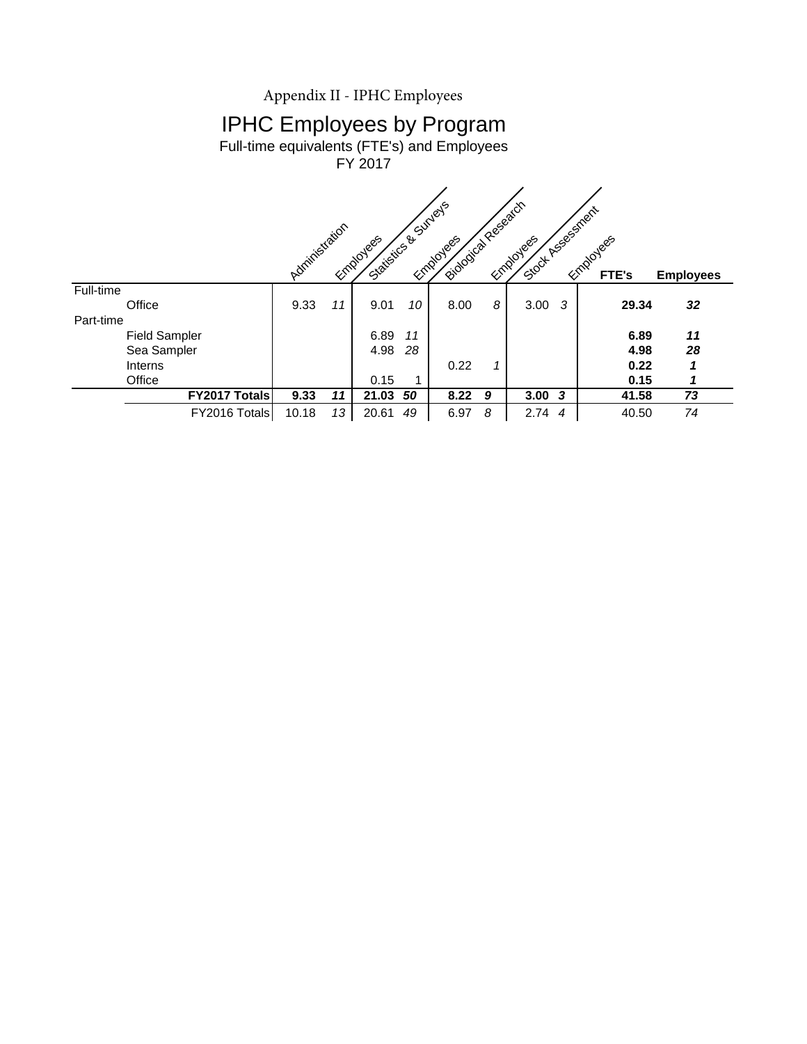Appendix II - IPHC Employees

# IPHC Employees by Program

Full-time equivalents (FTE's) and Employees

FY 2017

| | Administration | Employees | Statistics & Surveys | Employees | Biological Research | Employees | Stock Assessment | Employees | FTE's | Employees |
|---|---|---|---|---|---|---|---|---|---|---|
| Full-time | | | | | | | | | | |
| Office | 9.33 | *11* | 9.01 | *10* | 8.00 | *8* | 3.00 | *3* | **29.34** | ***32*** |
| Part-time | | | | | | | | | | |
| Field Sampler | | | 6.89 | *11* | | | | | **6.89** | ***11*** |
| Sea Sampler | | | 4.98 | *28* | | | | | **4.98** | ***28*** |
| Interns | | | | | 0.22 | *1* | | | **0.22** | ***1*** |
| Office | | | 0.15 | 1 | | | | | **0.15** | ***1*** |
| **FY2017 Totals** | **9.33** | ***11*** | **21.03** | ***50*** | **8.22** | ***9*** | **3.00** | ***3*** | **41.58** | ***73*** |
| FY2016 Totals | 10.18 | *13* | 20.61 | *49* | 6.97 | *8* | 2.74 | *4* | 40.50 | *74* |